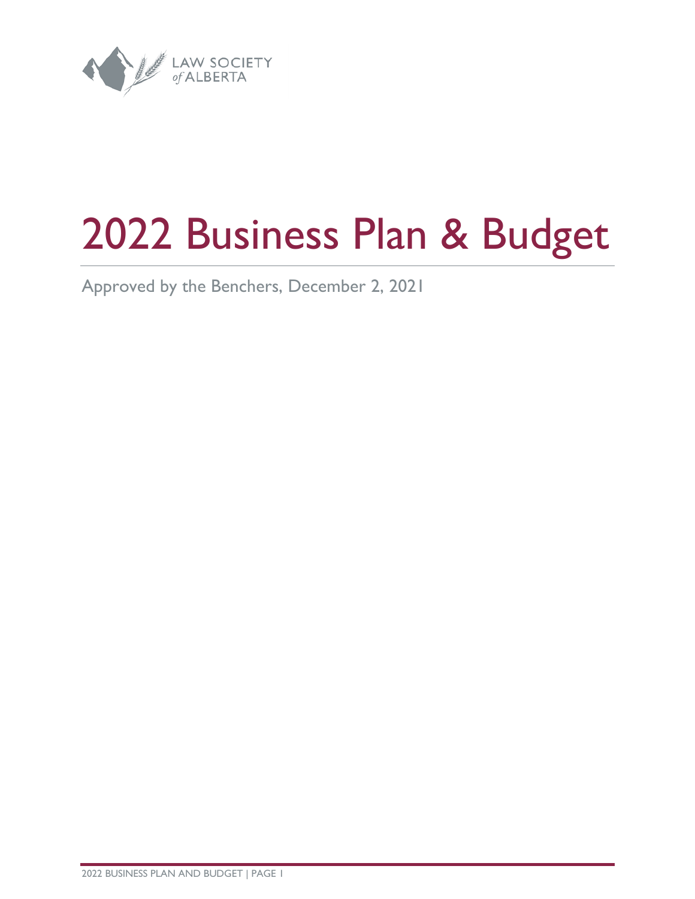LAW SOCIETY of ALBERTA

# 2022 Business Plan & Budget

Approved by the Benchers, December 2, 2021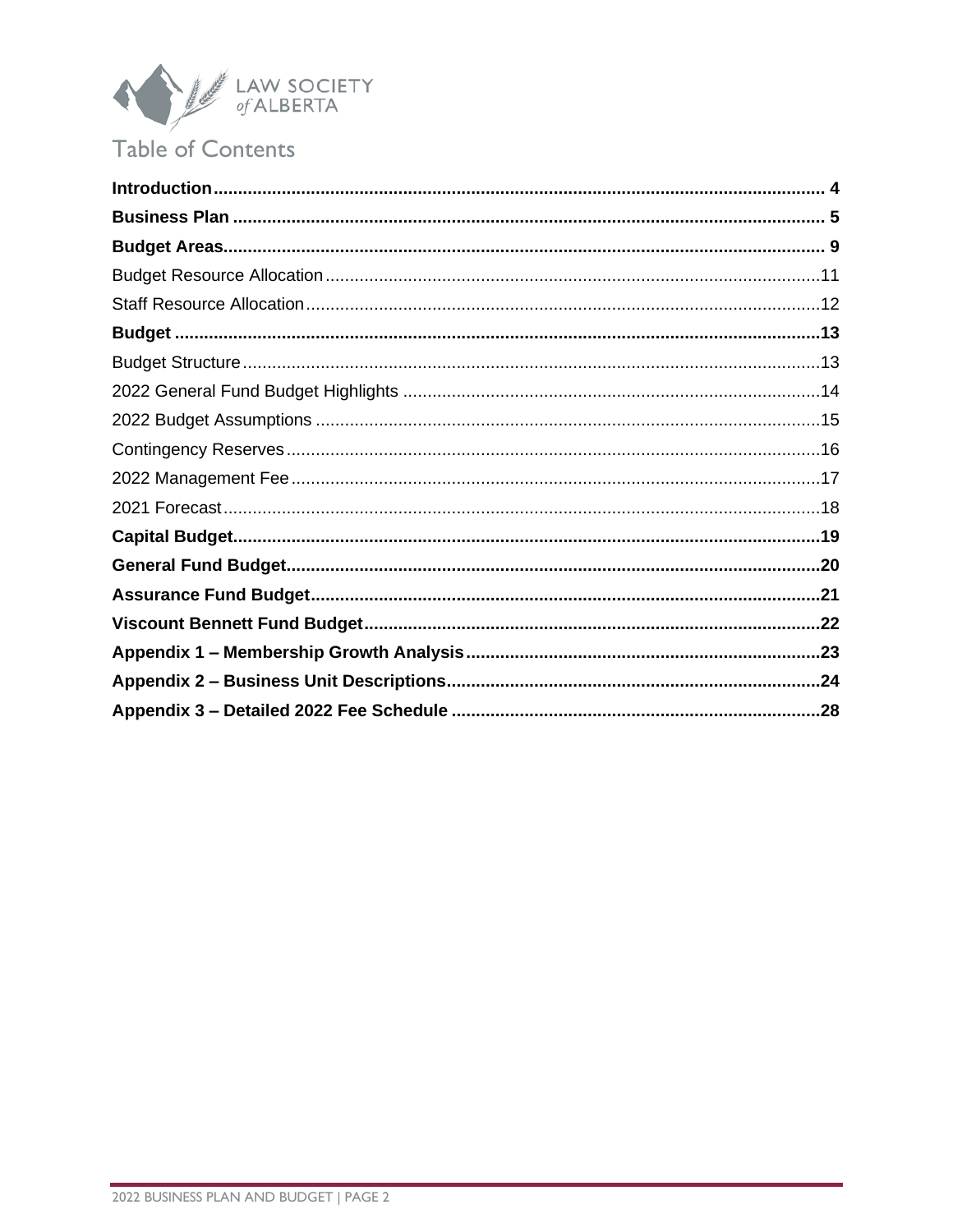# Table of Contents

**Introduction** .......... 4
**Business Plan** .......... 5
**Budget Areas** .......... 9
Budget Resource Allocation .......... 11
Staff Resource Allocation .......... 12
**Budget** .......... 13
Budget Structure .......... 13
2022 General Fund Budget Highlights .......... 14
2022 Budget Assumptions .......... 15
Contingency Reserves .......... 16
2022 Management Fee .......... 17
2021 Forecast .......... 18
**Capital Budget** .......... 19
**General Fund Budget** .......... 20
**Assurance Fund Budget** .......... 21
**Viscount Bennett Fund Budget** .......... 22
**Appendix 1 – Membership Growth Analysis** .......... 23
**Appendix 2 – Business Unit Descriptions** .......... 24
**Appendix 3 – Detailed 2022 Fee Schedule** .......... 28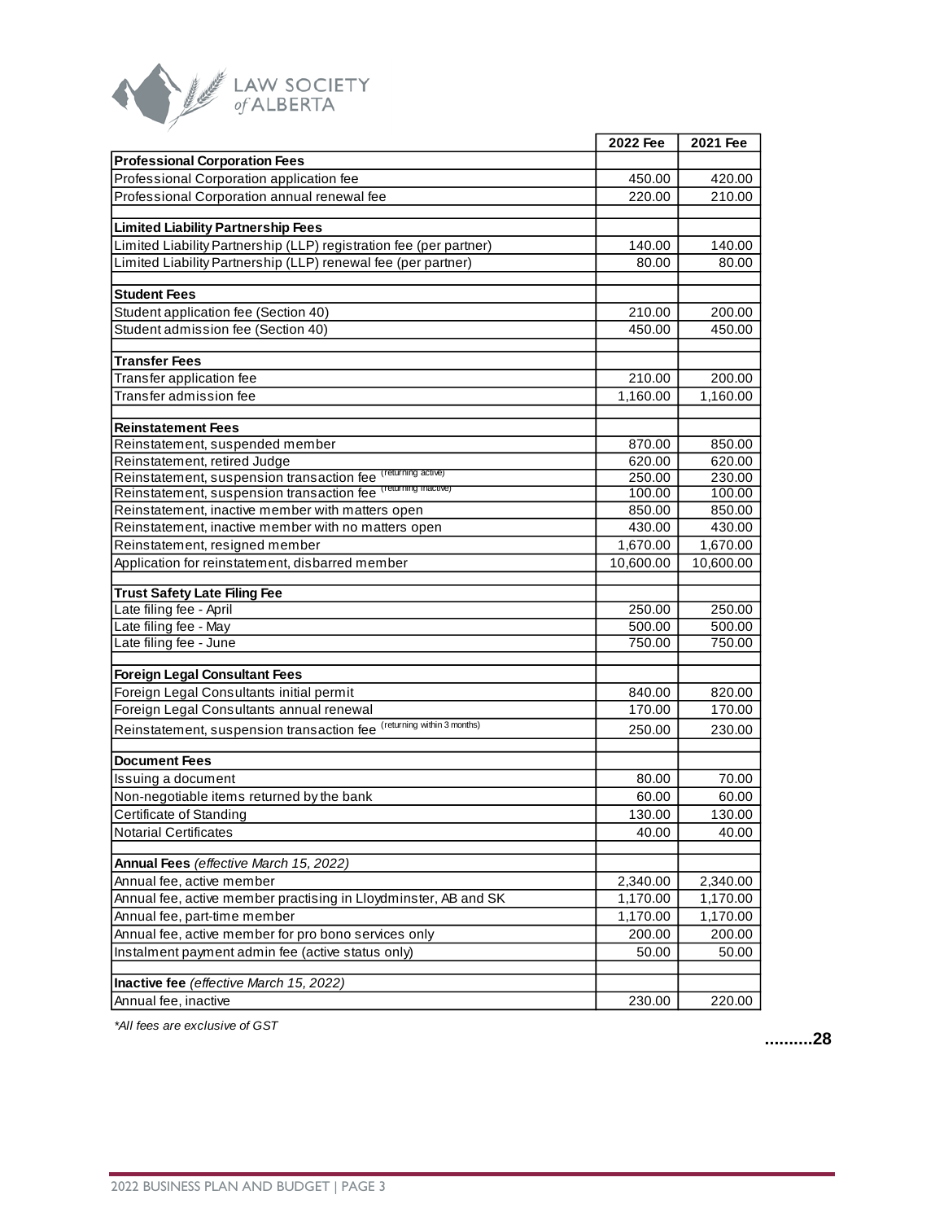| | 2022 Fee | 2021 Fee |
|---|---|---|
| **Professional Corporation Fees** | | |
| Professional Corporation application fee | 450.00 | 420.00 |
| Professional Corporation annual renewal fee | 220.00 | 210.00 |
| | | |
| **Limited Liability Partnership Fees** | | |
| Limited Liability Partnership (LLP) registration fee (per partner) | 140.00 | 140.00 |
| Limited Liability Partnership (LLP) renewal fee (per partner) | 80.00 | 80.00 |
| | | |
| **Student Fees** | | |
| Student application fee (Section 40) | 210.00 | 200.00 |
| Student admission fee (Section 40) | 450.00 | 450.00 |
| | | |
| **Transfer Fees** | | |
| Transfer application fee | 210.00 | 200.00 |
| Transfer admission fee | 1,160.00 | 1,160.00 |
| | | |
| **Reinstatement Fees** | | |
| Reinstatement, suspended member | 870.00 | 850.00 |
| Reinstatement, retired Judge | 620.00 | 620.00 |
| Reinstatement, suspension transaction fee (returning active) | 250.00 | 230.00 |
| Reinstatement, suspension transaction fee (returning inactive) | 100.00 | 100.00 |
| Reinstatement, inactive member with matters open | 850.00 | 850.00 |
| Reinstatement, inactive member with no matters open | 430.00 | 430.00 |
| Reinstatement, resigned member | 1,670.00 | 1,670.00 |
| Application for reinstatement, disbarred member | 10,600.00 | 10,600.00 |
| | | |
| **Trust Safety Late Filing Fee** | | |
| Late filing fee - April | 250.00 | 250.00 |
| Late filing fee - May | 500.00 | 500.00 |
| Late filing fee - June | 750.00 | 750.00 |
| | | |
| **Foreign Legal Consultant Fees** | | |
| Foreign Legal Consultants initial permit | 840.00 | 820.00 |
| Foreign Legal Consultants annual renewal | 170.00 | 170.00 |
| Reinstatement, suspension transaction fee (returning within 3 months) | 250.00 | 230.00 |
| | | |
| **Document Fees** | | |
| Issuing a document | 80.00 | 70.00 |
| Non-negotiable items returned by the bank | 60.00 | 60.00 |
| Certificate of Standing | 130.00 | 130.00 |
| Notarial Certificates | 40.00 | 40.00 |
| | | |
| **Annual Fees** *(effective March 15, 2022)* | | |
| Annual fee, active member | 2,340.00 | 2,340.00 |
| Annual fee, active member practising in Lloydminster, AB and SK | 1,170.00 | 1,170.00 |
| Annual fee, part-time member | 1,170.00 | 1,170.00 |
| Annual fee, active member for pro bono services only | 200.00 | 200.00 |
| Instalment payment admin fee (active status only) | 50.00 | 50.00 |
| | | |
| **Inactive fee** *(effective March 15, 2022)* | | |
| Annual fee, inactive | 230.00 | 220.00 |

*\*All fees are exclusive of GST*

..........28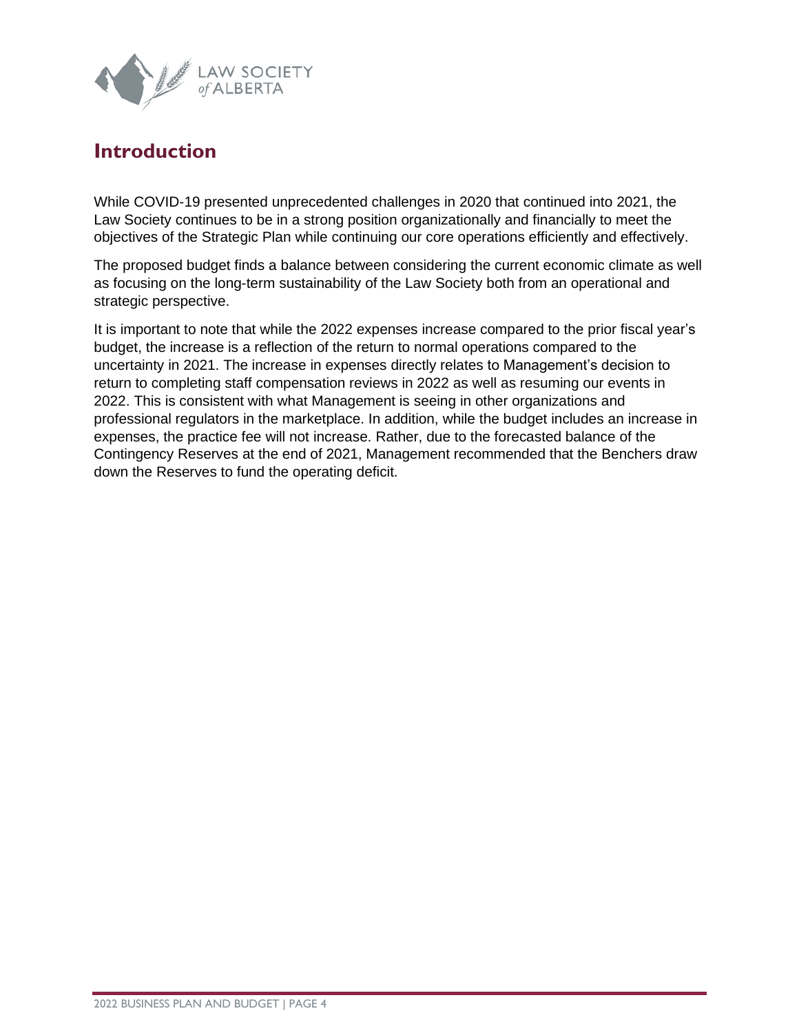## Introduction

While COVID-19 presented unprecedented challenges in 2020 that continued into 2021, the Law Society continues to be in a strong position organizationally and financially to meet the objectives of the Strategic Plan while continuing our core operations efficiently and effectively.

The proposed budget finds a balance between considering the current economic climate as well as focusing on the long-term sustainability of the Law Society both from an operational and strategic perspective.

It is important to note that while the 2022 expenses increase compared to the prior fiscal year's budget, the increase is a reflection of the return to normal operations compared to the uncertainty in 2021. The increase in expenses directly relates to Management's decision to return to completing staff compensation reviews in 2022 as well as resuming our events in 2022. This is consistent with what Management is seeing in other organizations and professional regulators in the marketplace. In addition, while the budget includes an increase in expenses, the practice fee will not increase. Rather, due to the forecasted balance of the Contingency Reserves at the end of 2021, Management recommended that the Benchers draw down the Reserves to fund the operating deficit.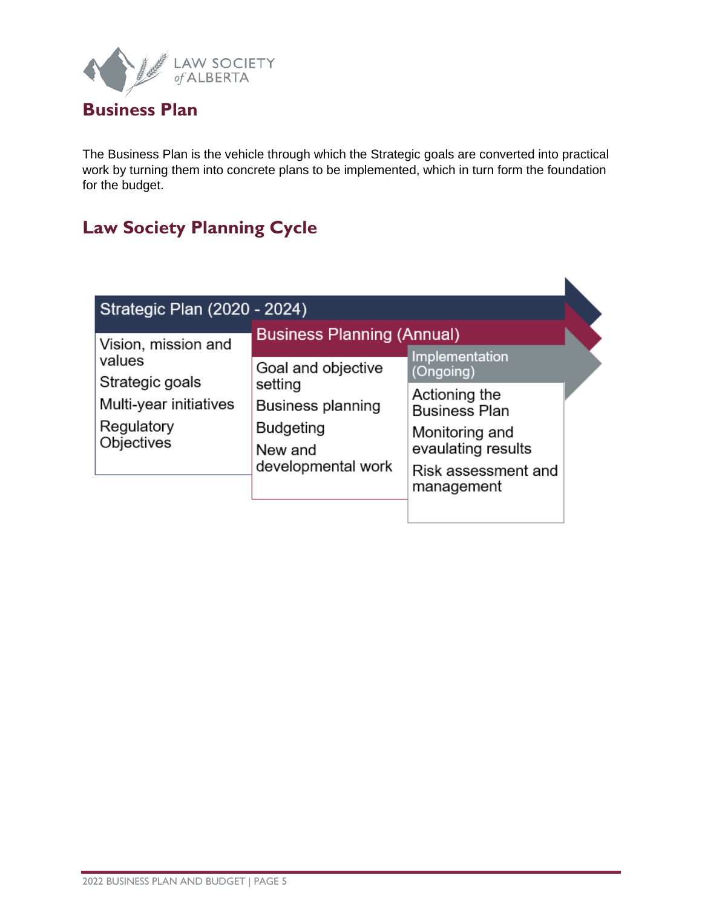# Business Plan

The Business Plan is the vehicle through which the Strategic goals are converted into practical work by turning them into concrete plans to be implemented, which in turn form the foundation for the budget.

## Law Society Planning Cycle

**Strategic Plan (2020 - 2024)**

- Vision, mission and values
- Strategic goals
- Multi-year initiatives
- Regulatory Objectives

**Business Planning (Annual)**

- Goal and objective setting
- Business planning
- Budgeting
- New and developmental work

**Implementation (Ongoing)**

- Actioning the Business Plan
- Monitoring and evaulating results
- Risk assessment and management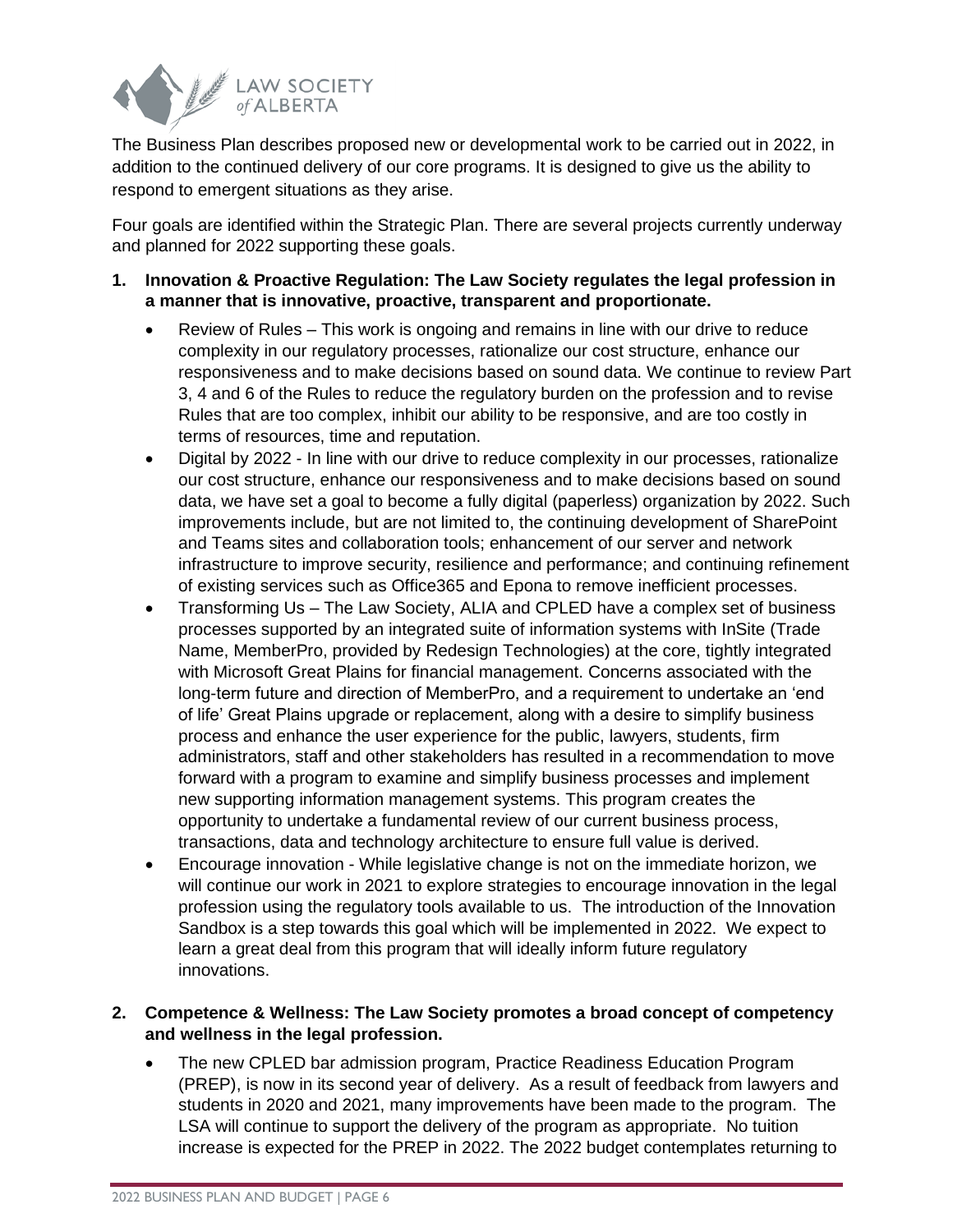The Business Plan describes proposed new or developmental work to be carried out in 2022, in addition to the continued delivery of our core programs. It is designed to give us the ability to respond to emergent situations as they arise.

Four goals are identified within the Strategic Plan. There are several projects currently underway and planned for 2022 supporting these goals.

1. **Innovation & Proactive Regulation: The Law Society regulates the legal profession in a manner that is innovative, proactive, transparent and proportionate.**
   - Review of Rules – This work is ongoing and remains in line with our drive to reduce complexity in our regulatory processes, rationalize our cost structure, enhance our responsiveness and to make decisions based on sound data. We continue to review Part 3, 4 and 6 of the Rules to reduce the regulatory burden on the profession and to revise Rules that are too complex, inhibit our ability to be responsive, and are too costly in terms of resources, time and reputation.
   - Digital by 2022 - In line with our drive to reduce complexity in our processes, rationalize our cost structure, enhance our responsiveness and to make decisions based on sound data, we have set a goal to become a fully digital (paperless) organization by 2022. Such improvements include, but are not limited to, the continuing development of SharePoint and Teams sites and collaboration tools; enhancement of our server and network infrastructure to improve security, resilience and performance; and continuing refinement of existing services such as Office365 and Epona to remove inefficient processes.
   - Transforming Us – The Law Society, ALIA and CPLED have a complex set of business processes supported by an integrated suite of information systems with InSite (Trade Name, MemberPro, provided by Redesign Technologies) at the core, tightly integrated with Microsoft Great Plains for financial management. Concerns associated with the long-term future and direction of MemberPro, and a requirement to undertake an 'end of life' Great Plains upgrade or replacement, along with a desire to simplify business process and enhance the user experience for the public, lawyers, students, firm administrators, staff and other stakeholders has resulted in a recommendation to move forward with a program to examine and simplify business processes and implement new supporting information management systems. This program creates the opportunity to undertake a fundamental review of our current business process, transactions, data and technology architecture to ensure full value is derived.
   - Encourage innovation - While legislative change is not on the immediate horizon, we will continue our work in 2021 to explore strategies to encourage innovation in the legal profession using the regulatory tools available to us. The introduction of the Innovation Sandbox is a step towards this goal which will be implemented in 2022. We expect to learn a great deal from this program that will ideally inform future regulatory innovations.

2. **Competence & Wellness: The Law Society promotes a broad concept of competency and wellness in the legal profession.**
   - The new CPLED bar admission program, Practice Readiness Education Program (PREP), is now in its second year of delivery. As a result of feedback from lawyers and students in 2020 and 2021, many improvements have been made to the program. The LSA will continue to support the delivery of the program as appropriate. No tuition increase is expected for the PREP in 2022. The 2022 budget contemplates returning to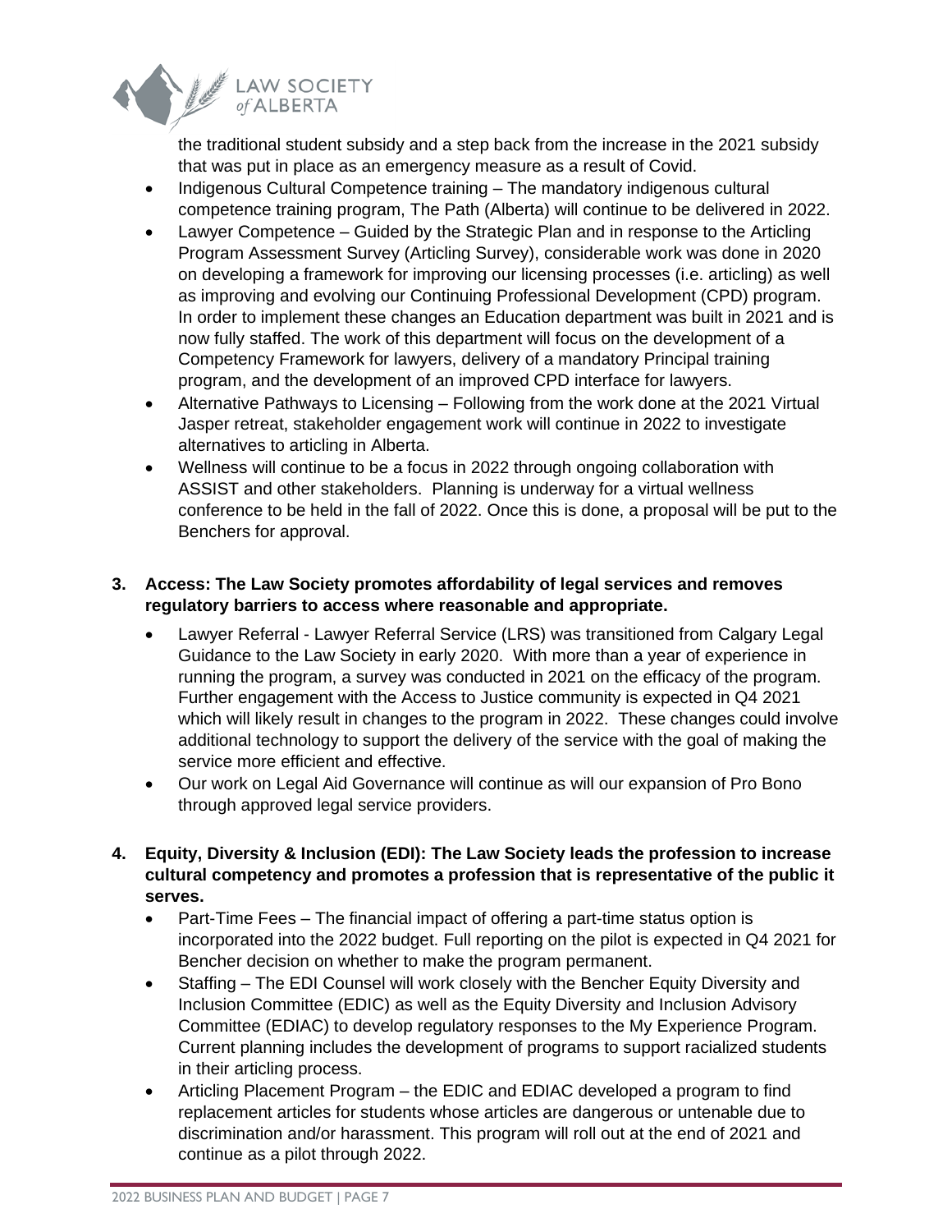the traditional student subsidy and a step back from the increase in the 2021 subsidy that was put in place as an emergency measure as a result of Covid.

- Indigenous Cultural Competence training – The mandatory indigenous cultural competence training program, The Path (Alberta) will continue to be delivered in 2022.
- Lawyer Competence – Guided by the Strategic Plan and in response to the Articling Program Assessment Survey (Articling Survey), considerable work was done in 2020 on developing a framework for improving our licensing processes (i.e. articling) as well as improving and evolving our Continuing Professional Development (CPD) program. In order to implement these changes an Education department was built in 2021 and is now fully staffed. The work of this department will focus on the development of a Competency Framework for lawyers, delivery of a mandatory Principal training program, and the development of an improved CPD interface for lawyers.
- Alternative Pathways to Licensing – Following from the work done at the 2021 Virtual Jasper retreat, stakeholder engagement work will continue in 2022 to investigate alternatives to articling in Alberta.
- Wellness will continue to be a focus in 2022 through ongoing collaboration with ASSIST and other stakeholders. Planning is underway for a virtual wellness conference to be held in the fall of 2022. Once this is done, a proposal will be put to the Benchers for approval.

**3. Access: The Law Society promotes affordability of legal services and removes regulatory barriers to access where reasonable and appropriate.**

- Lawyer Referral - Lawyer Referral Service (LRS) was transitioned from Calgary Legal Guidance to the Law Society in early 2020. With more than a year of experience in running the program, a survey was conducted in 2021 on the efficacy of the program. Further engagement with the Access to Justice community is expected in Q4 2021 which will likely result in changes to the program in 2022. These changes could involve additional technology to support the delivery of the service with the goal of making the service more efficient and effective.
- Our work on Legal Aid Governance will continue as will our expansion of Pro Bono through approved legal service providers.

**4. Equity, Diversity & Inclusion (EDI): The Law Society leads the profession to increase cultural competency and promotes a profession that is representative of the public it serves.**

- Part-Time Fees – The financial impact of offering a part-time status option is incorporated into the 2022 budget. Full reporting on the pilot is expected in Q4 2021 for Bencher decision on whether to make the program permanent.
- Staffing – The EDI Counsel will work closely with the Bencher Equity Diversity and Inclusion Committee (EDIC) as well as the Equity Diversity and Inclusion Advisory Committee (EDIAC) to develop regulatory responses to the My Experience Program. Current planning includes the development of programs to support racialized students in their articling process.
- Articling Placement Program – the EDIC and EDIAC developed a program to find replacement articles for students whose articles are dangerous or untenable due to discrimination and/or harassment. This program will roll out at the end of 2021 and continue as a pilot through 2022.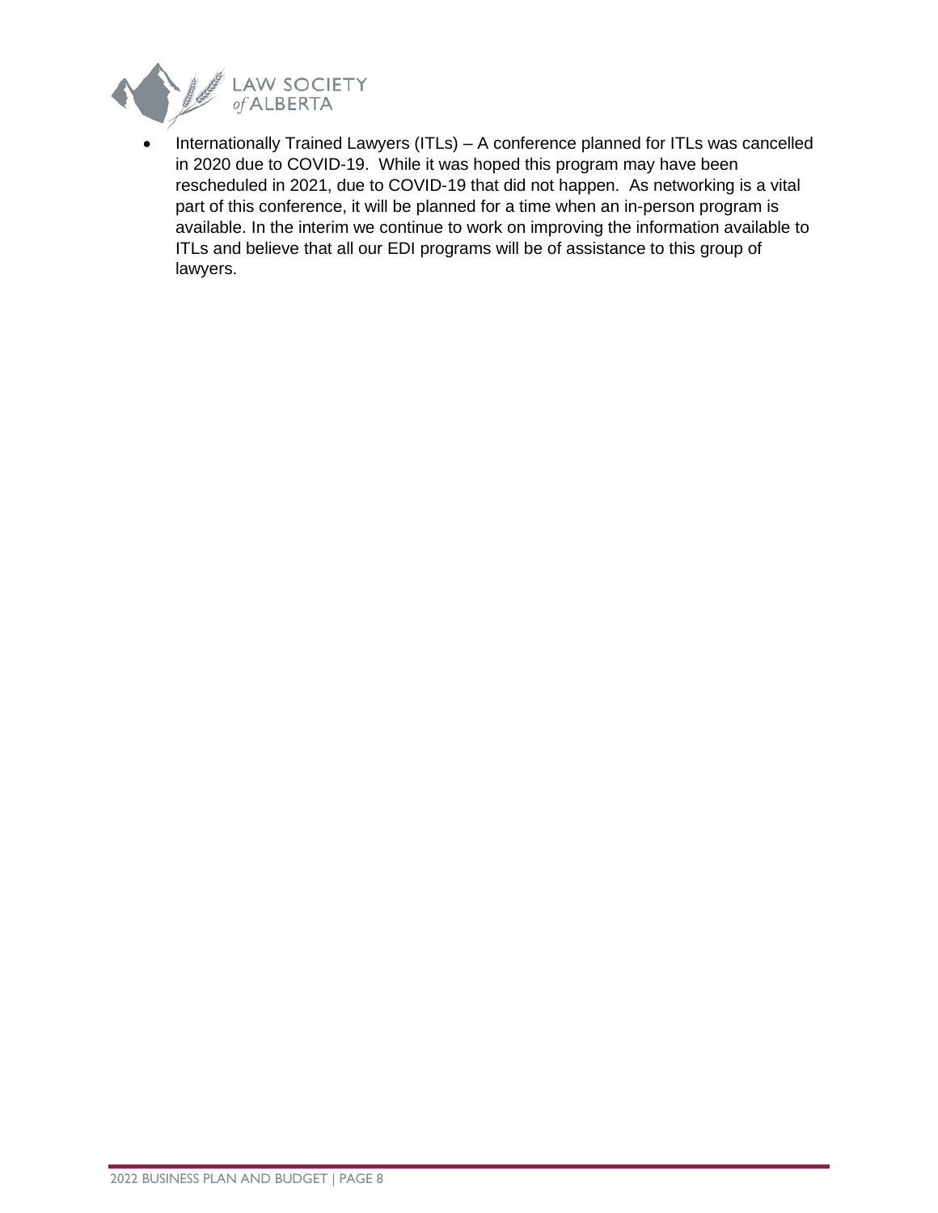- Internationally Trained Lawyers (ITLs) – A conference planned for ITLs was cancelled in 2020 due to COVID-19. While it was hoped this program may have been rescheduled in 2021, due to COVID-19 that did not happen. As networking is a vital part of this conference, it will be planned for a time when an in-person program is available. In the interim we continue to work on improving the information available to ITLs and believe that all our EDI programs will be of assistance to this group of lawyers.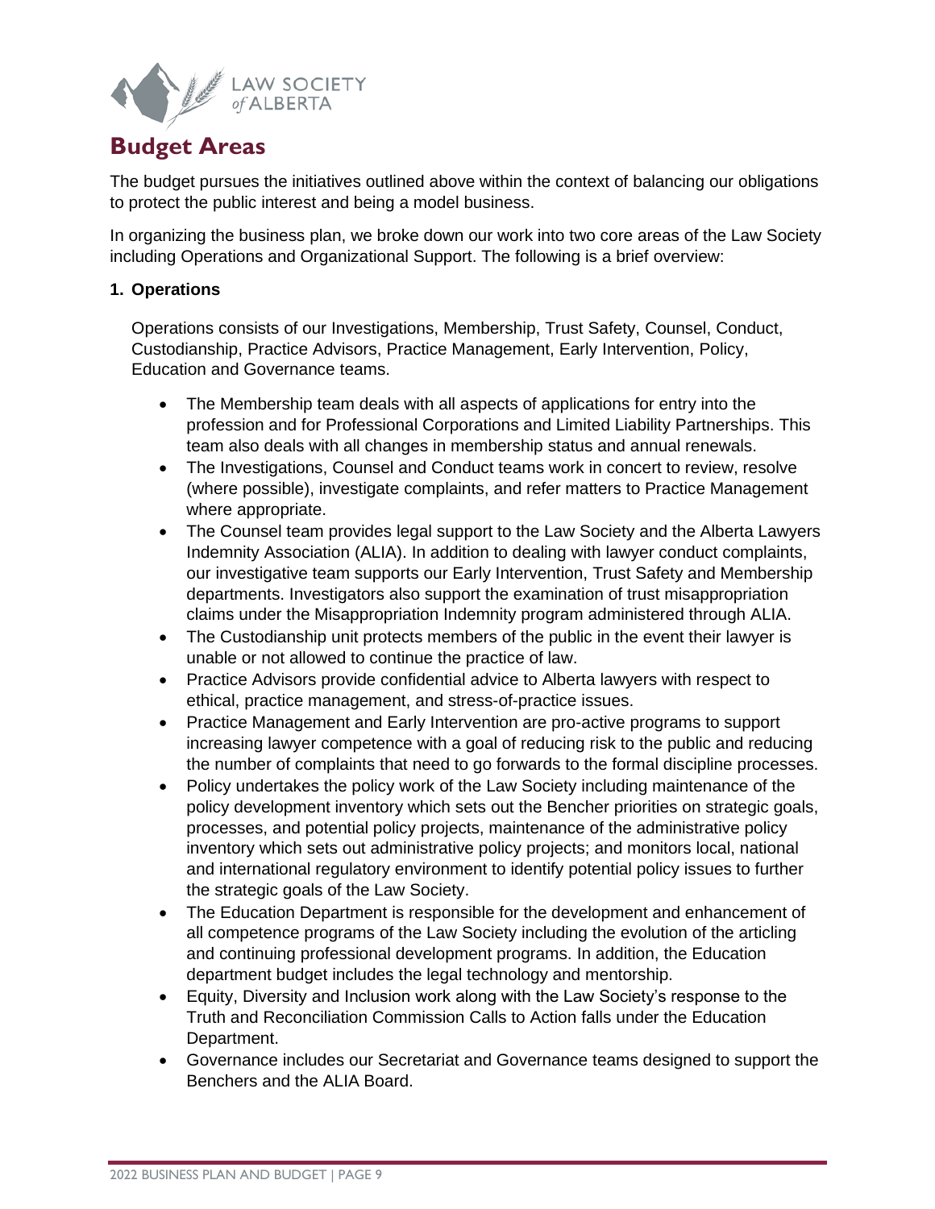# Budget Areas

The budget pursues the initiatives outlined above within the context of balancing our obligations to protect the public interest and being a model business.

In organizing the business plan, we broke down our work into two core areas of the Law Society including Operations and Organizational Support. The following is a brief overview:

**1. Operations**

Operations consists of our Investigations, Membership, Trust Safety, Counsel, Conduct, Custodianship, Practice Advisors, Practice Management, Early Intervention, Policy, Education and Governance teams.

- The Membership team deals with all aspects of applications for entry into the profession and for Professional Corporations and Limited Liability Partnerships. This team also deals with all changes in membership status and annual renewals.
- The Investigations, Counsel and Conduct teams work in concert to review, resolve (where possible), investigate complaints, and refer matters to Practice Management where appropriate.
- The Counsel team provides legal support to the Law Society and the Alberta Lawyers Indemnity Association (ALIA). In addition to dealing with lawyer conduct complaints, our investigative team supports our Early Intervention, Trust Safety and Membership departments. Investigators also support the examination of trust misappropriation claims under the Misappropriation Indemnity program administered through ALIA.
- The Custodianship unit protects members of the public in the event their lawyer is unable or not allowed to continue the practice of law.
- Practice Advisors provide confidential advice to Alberta lawyers with respect to ethical, practice management, and stress-of-practice issues.
- Practice Management and Early Intervention are pro-active programs to support increasing lawyer competence with a goal of reducing risk to the public and reducing the number of complaints that need to go forwards to the formal discipline processes.
- Policy undertakes the policy work of the Law Society including maintenance of the policy development inventory which sets out the Bencher priorities on strategic goals, processes, and potential policy projects, maintenance of the administrative policy inventory which sets out administrative policy projects; and monitors local, national and international regulatory environment to identify potential policy issues to further the strategic goals of the Law Society.
- The Education Department is responsible for the development and enhancement of all competence programs of the Law Society including the evolution of the articling and continuing professional development programs. In addition, the Education department budget includes the legal technology and mentorship.
- Equity, Diversity and Inclusion work along with the Law Society's response to the Truth and Reconciliation Commission Calls to Action falls under the Education Department.
- Governance includes our Secretariat and Governance teams designed to support the Benchers and the ALIA Board.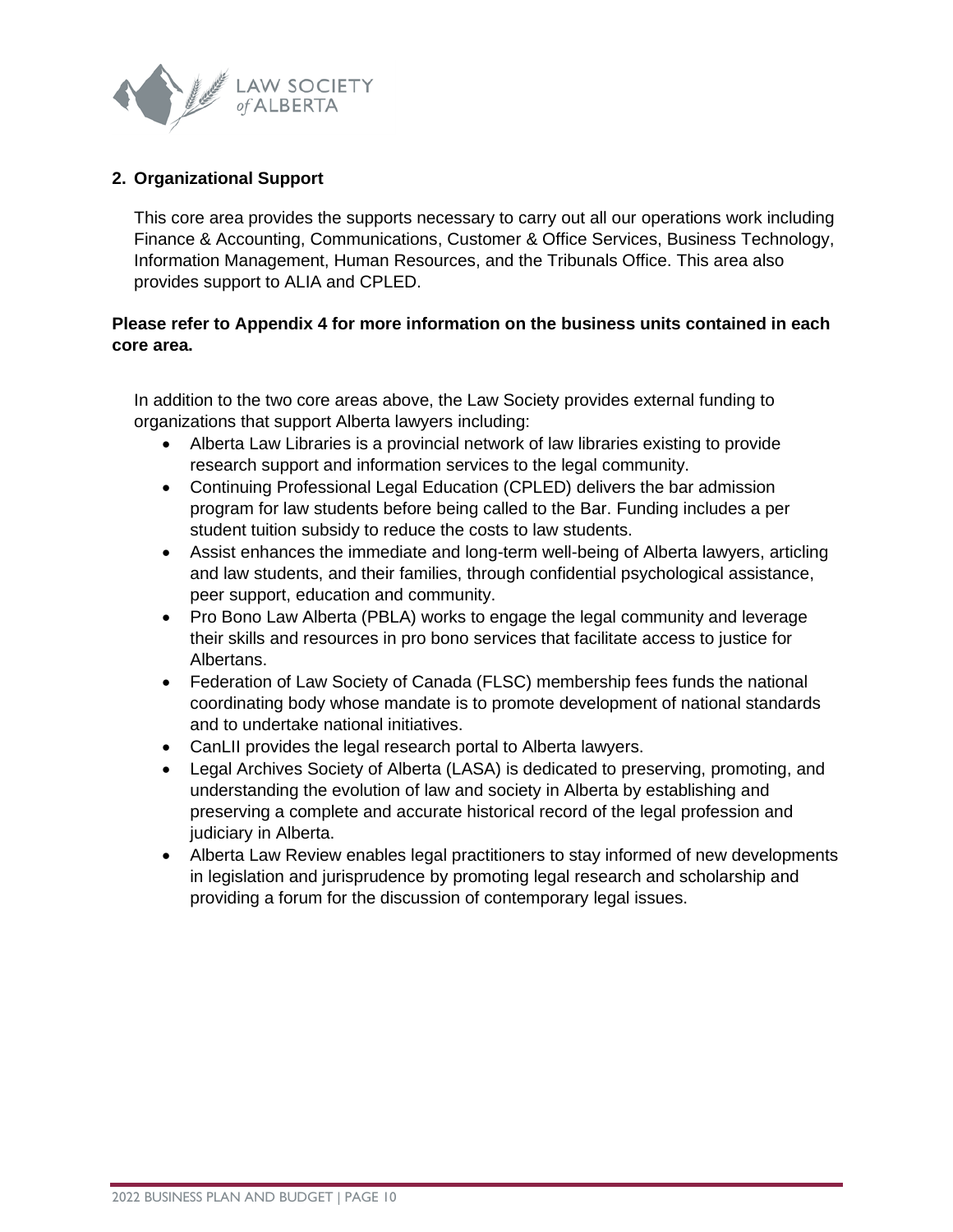## 2. Organizational Support

This core area provides the supports necessary to carry out all our operations work including Finance & Accounting, Communications, Customer & Office Services, Business Technology, Information Management, Human Resources, and the Tribunals Office. This area also provides support to ALIA and CPLED.

**Please refer to Appendix 4 for more information on the business units contained in each core area.**

In addition to the two core areas above, the Law Society provides external funding to organizations that support Alberta lawyers including:

- Alberta Law Libraries is a provincial network of law libraries existing to provide research support and information services to the legal community.
- Continuing Professional Legal Education (CPLED) delivers the bar admission program for law students before being called to the Bar. Funding includes a per student tuition subsidy to reduce the costs to law students.
- Assist enhances the immediate and long-term well-being of Alberta lawyers, articling and law students, and their families, through confidential psychological assistance, peer support, education and community.
- Pro Bono Law Alberta (PBLA) works to engage the legal community and leverage their skills and resources in pro bono services that facilitate access to justice for Albertans.
- Federation of Law Society of Canada (FLSC) membership fees funds the national coordinating body whose mandate is to promote development of national standards and to undertake national initiatives.
- CanLII provides the legal research portal to Alberta lawyers.
- Legal Archives Society of Alberta (LASA) is dedicated to preserving, promoting, and understanding the evolution of law and society in Alberta by establishing and preserving a complete and accurate historical record of the legal profession and judiciary in Alberta.
- Alberta Law Review enables legal practitioners to stay informed of new developments in legislation and jurisprudence by promoting legal research and scholarship and providing a forum for the discussion of contemporary legal issues.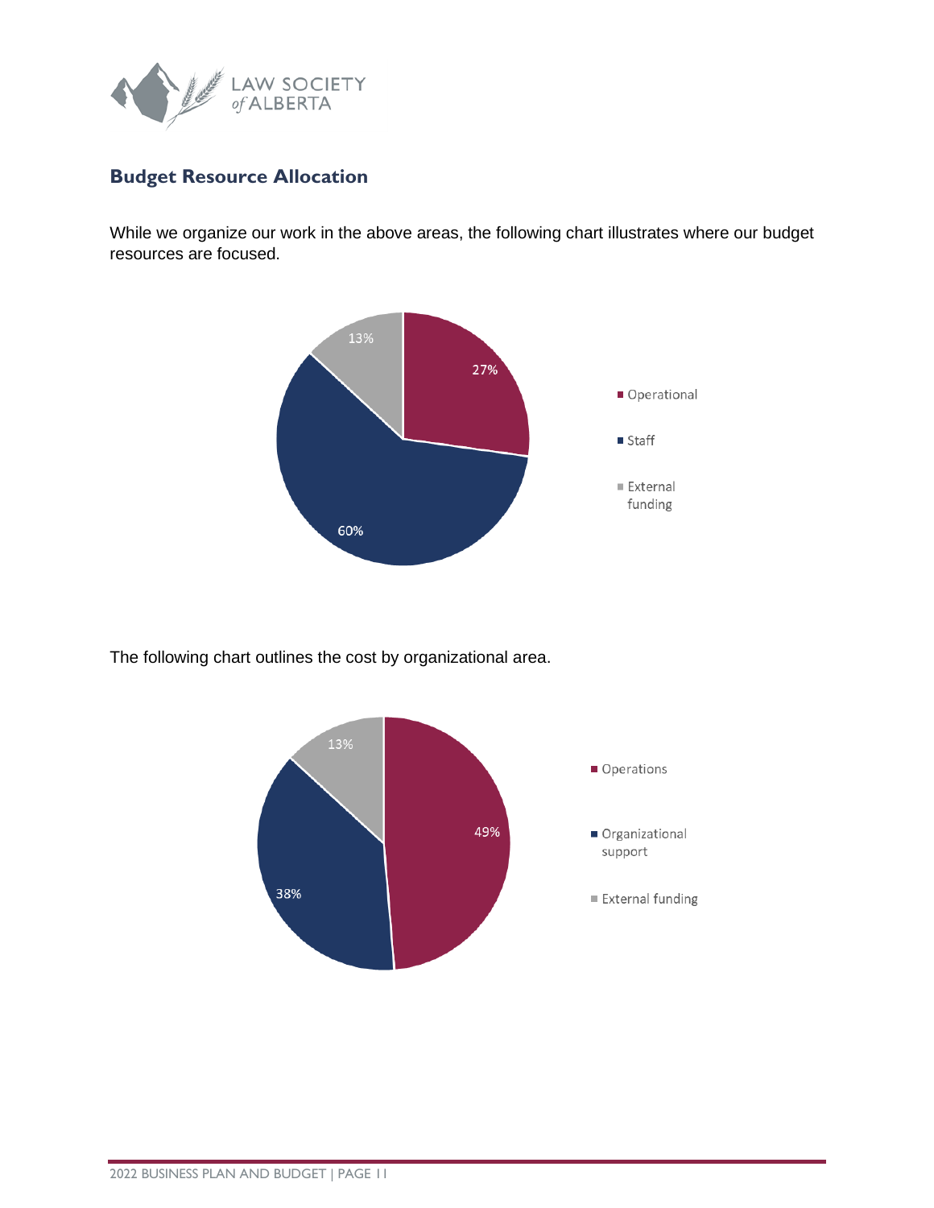## Budget Resource Allocation

While we organize our work in the above areas, the following chart illustrates where our budget resources are focused.

| Category | Percentage |
|---|---|
| Operational | 27% |
| Staff | 60% |
| External funding | 13% |

The following chart outlines the cost by organizational area.

| Category | Percentage |
|---|---|
| Operations | 49% |
| Organizational support | 38% |
| External funding | 13% |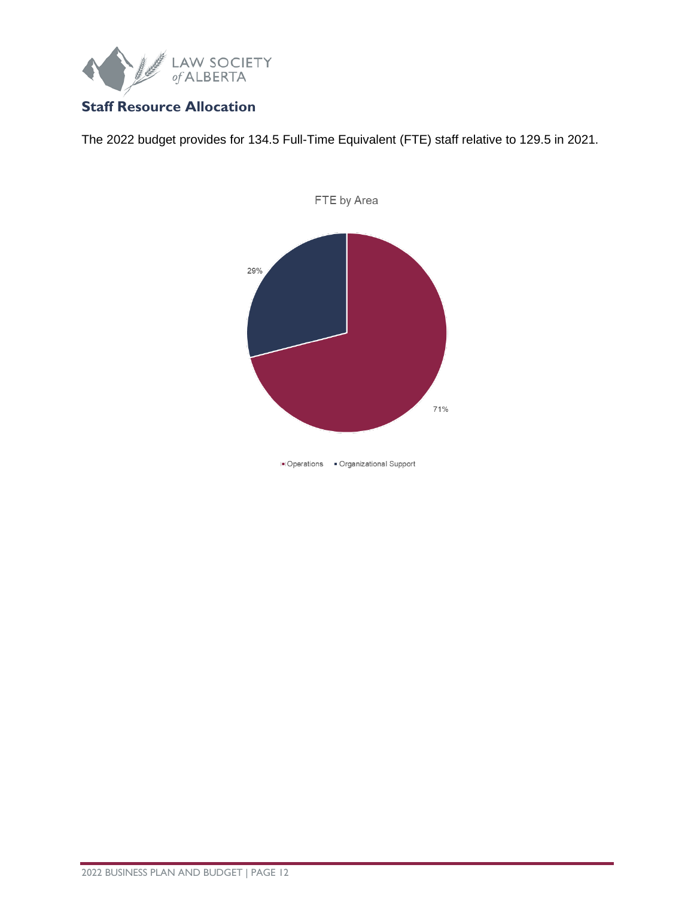## Staff Resource Allocation

The 2022 budget provides for 134.5 Full-Time Equivalent (FTE) staff relative to 129.5 in 2021.

FTE by Area

29%

71%

Operations • Organizational Support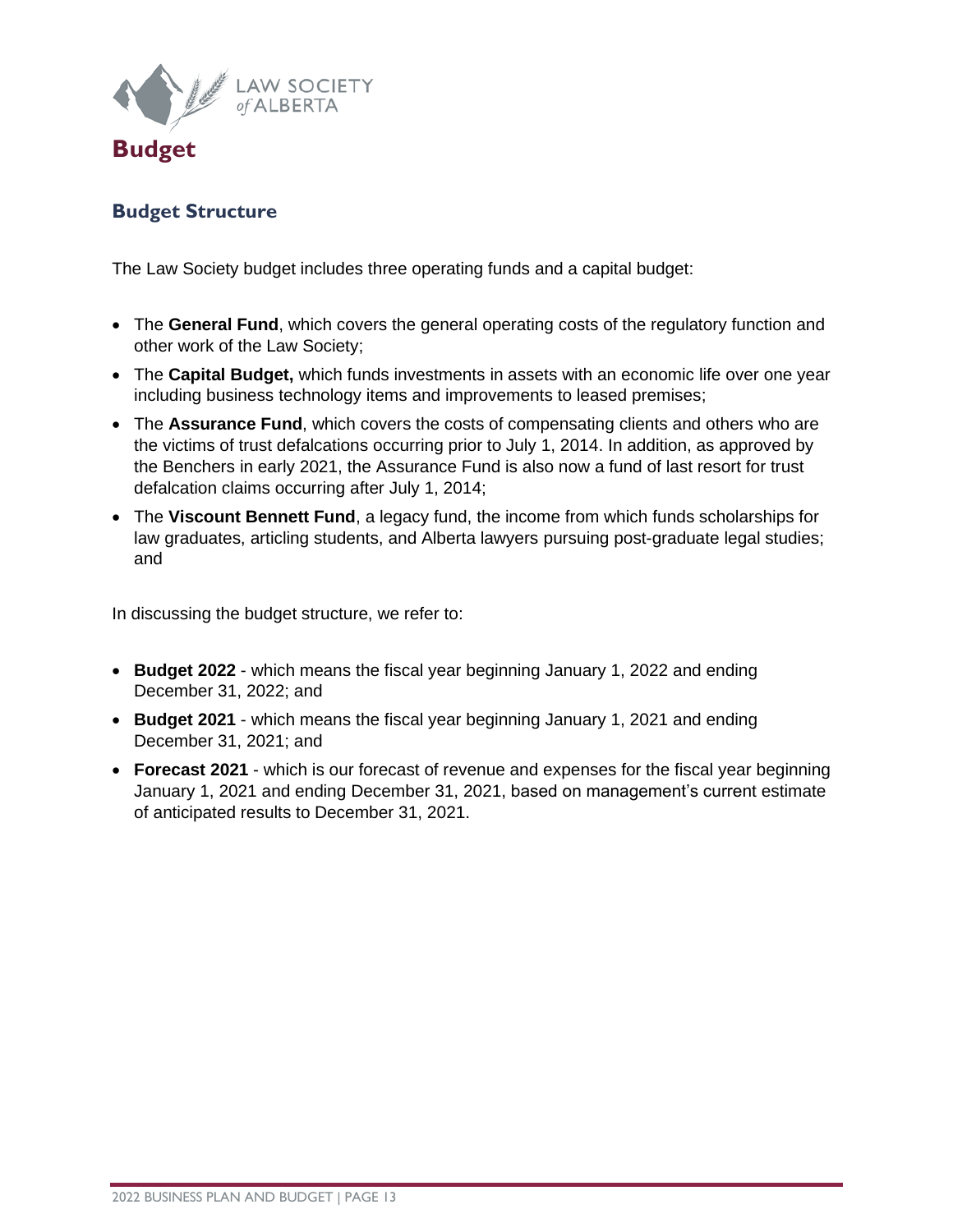# Budget

## Budget Structure

The Law Society budget includes three operating funds and a capital budget:

- The **General Fund**, which covers the general operating costs of the regulatory function and other work of the Law Society;
- The **Capital Budget,** which funds investments in assets with an economic life over one year including business technology items and improvements to leased premises;
- The **Assurance Fund**, which covers the costs of compensating clients and others who are the victims of trust defalcations occurring prior to July 1, 2014. In addition, as approved by the Benchers in early 2021, the Assurance Fund is also now a fund of last resort for trust defalcation claims occurring after July 1, 2014;
- The **Viscount Bennett Fund**, a legacy fund, the income from which funds scholarships for law graduates, articling students, and Alberta lawyers pursuing post-graduate legal studies; and

In discussing the budget structure, we refer to:

- **Budget 2022** - which means the fiscal year beginning January 1, 2022 and ending December 31, 2022; and
- **Budget 2021** - which means the fiscal year beginning January 1, 2021 and ending December 31, 2021; and
- **Forecast 2021** - which is our forecast of revenue and expenses for the fiscal year beginning January 1, 2021 and ending December 31, 2021, based on management's current estimate of anticipated results to December 31, 2021.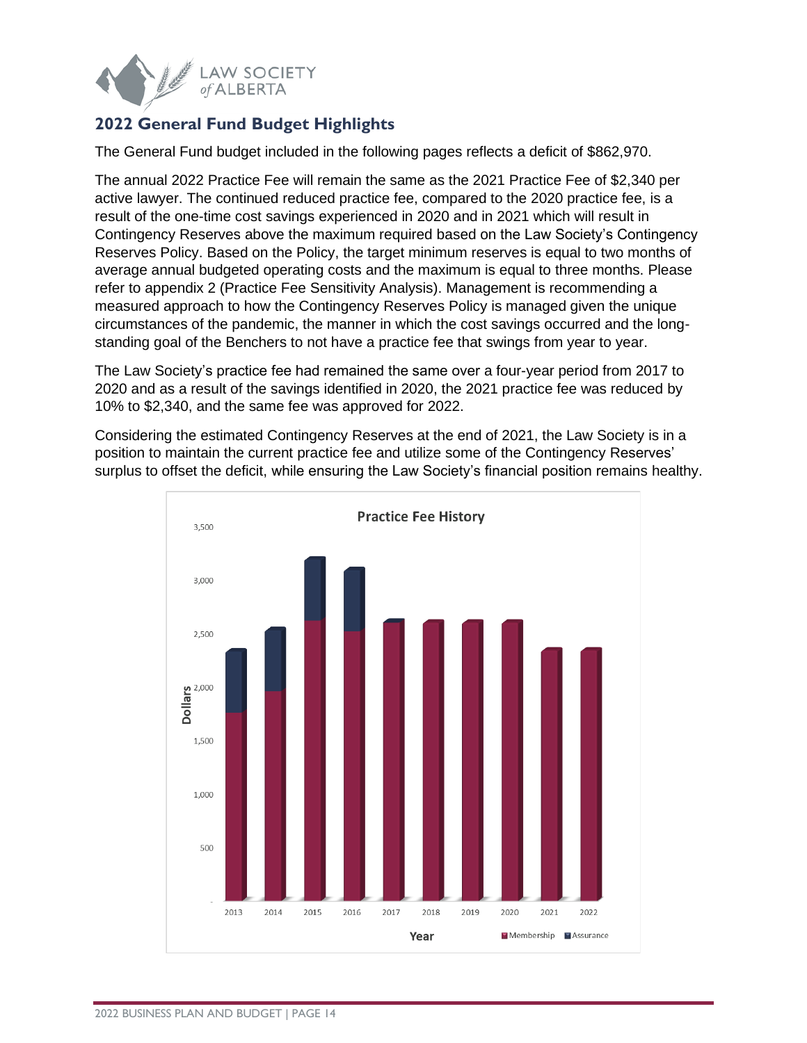## 2022 General Fund Budget Highlights

The General Fund budget included in the following pages reflects a deficit of $862,970.

The annual 2022 Practice Fee will remain the same as the 2021 Practice Fee of $2,340 per active lawyer. The continued reduced practice fee, compared to the 2020 practice fee, is a result of the one-time cost savings experienced in 2020 and in 2021 which will result in Contingency Reserves above the maximum required based on the Law Society's Contingency Reserves Policy. Based on the Policy, the target minimum reserves is equal to two months of average annual budgeted operating costs and the maximum is equal to three months. Please refer to appendix 2 (Practice Fee Sensitivity Analysis). Management is recommending a measured approach to how the Contingency Reserves Policy is managed given the unique circumstances of the pandemic, the manner in which the cost savings occurred and the long-standing goal of the Benchers to not have a practice fee that swings from year to year.

The Law Society's practice fee had remained the same over a four-year period from 2017 to 2020 and as a result of the savings identified in 2020, the 2021 practice fee was reduced by 10% to $2,340, and the same fee was approved for 2022.

Considering the estimated Contingency Reserves at the end of 2021, the Law Society is in a position to maintain the current practice fee and utilize some of the Contingency Reserves' surplus to offset the deficit, while ensuring the Law Society's financial position remains healthy.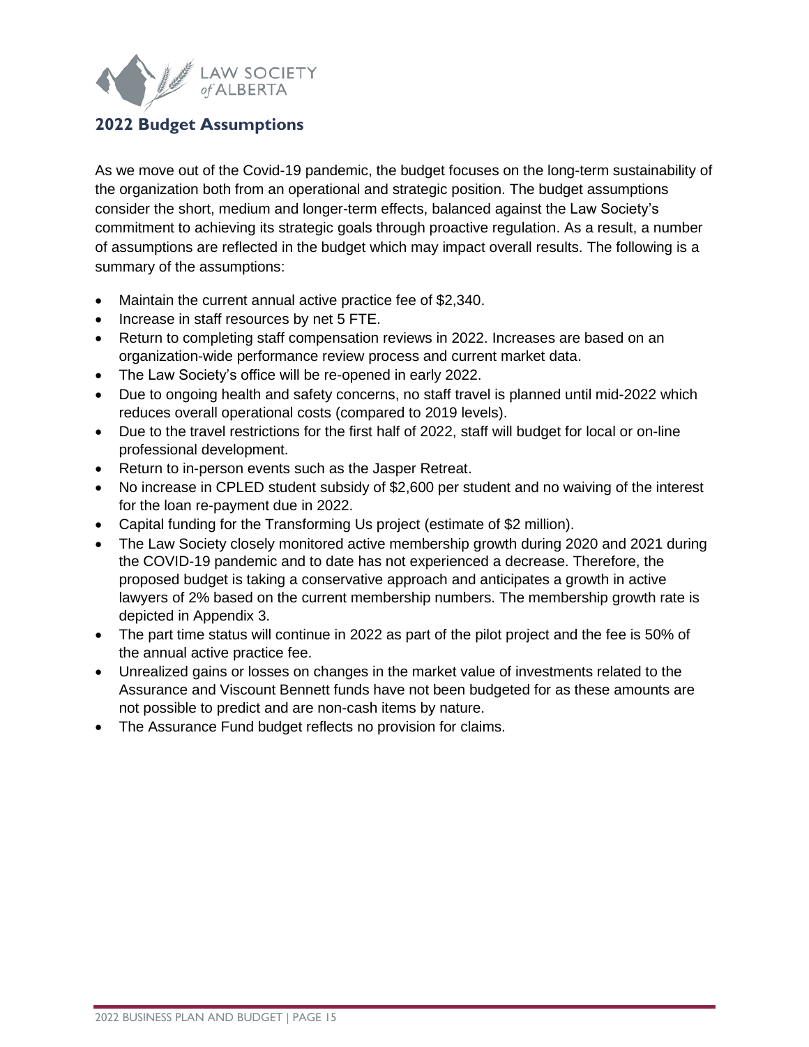## 2022 Budget Assumptions

As we move out of the Covid-19 pandemic, the budget focuses on the long-term sustainability of the organization both from an operational and strategic position. The budget assumptions consider the short, medium and longer-term effects, balanced against the Law Society's commitment to achieving its strategic goals through proactive regulation. As a result, a number of assumptions are reflected in the budget which may impact overall results. The following is a summary of the assumptions:

- Maintain the current annual active practice fee of $2,340.
- Increase in staff resources by net 5 FTE.
- Return to completing staff compensation reviews in 2022. Increases are based on an organization-wide performance review process and current market data.
- The Law Society's office will be re-opened in early 2022.
- Due to ongoing health and safety concerns, no staff travel is planned until mid-2022 which reduces overall operational costs (compared to 2019 levels).
- Due to the travel restrictions for the first half of 2022, staff will budget for local or on-line professional development.
- Return to in-person events such as the Jasper Retreat.
- No increase in CPLED student subsidy of $2,600 per student and no waiving of the interest for the loan re-payment due in 2022.
- Capital funding for the Transforming Us project (estimate of $2 million).
- The Law Society closely monitored active membership growth during 2020 and 2021 during the COVID-19 pandemic and to date has not experienced a decrease. Therefore, the proposed budget is taking a conservative approach and anticipates a growth in active lawyers of 2% based on the current membership numbers. The membership growth rate is depicted in Appendix 3.
- The part time status will continue in 2022 as part of the pilot project and the fee is 50% of the annual active practice fee.
- Unrealized gains or losses on changes in the market value of investments related to the Assurance and Viscount Bennett funds have not been budgeted for as these amounts are not possible to predict and are non-cash items by nature.
- The Assurance Fund budget reflects no provision for claims.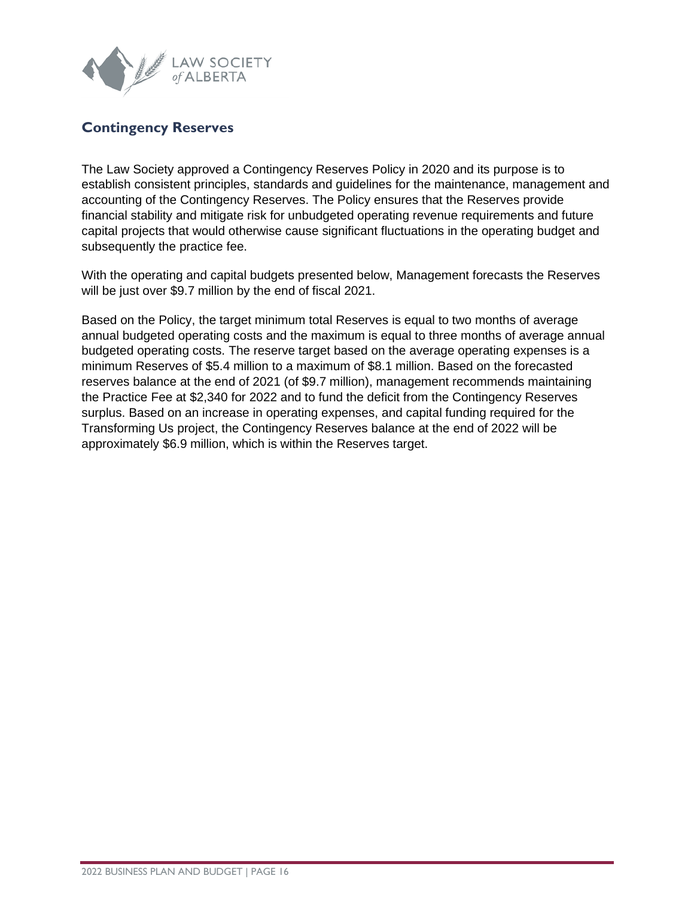## Contingency Reserves

The Law Society approved a Contingency Reserves Policy in 2020 and its purpose is to establish consistent principles, standards and guidelines for the maintenance, management and accounting of the Contingency Reserves. The Policy ensures that the Reserves provide financial stability and mitigate risk for unbudgeted operating revenue requirements and future capital projects that would otherwise cause significant fluctuations in the operating budget and subsequently the practice fee.

With the operating and capital budgets presented below, Management forecasts the Reserves will be just over $9.7 million by the end of fiscal 2021.

Based on the Policy, the target minimum total Reserves is equal to two months of average annual budgeted operating costs and the maximum is equal to three months of average annual budgeted operating costs. The reserve target based on the average operating expenses is a minimum Reserves of $5.4 million to a maximum of $8.1 million. Based on the forecasted reserves balance at the end of 2021 (of $9.7 million), management recommends maintaining the Practice Fee at $2,340 for 2022 and to fund the deficit from the Contingency Reserves surplus. Based on an increase in operating expenses, and capital funding required for the Transforming Us project, the Contingency Reserves balance at the end of 2022 will be approximately $6.9 million, which is within the Reserves target.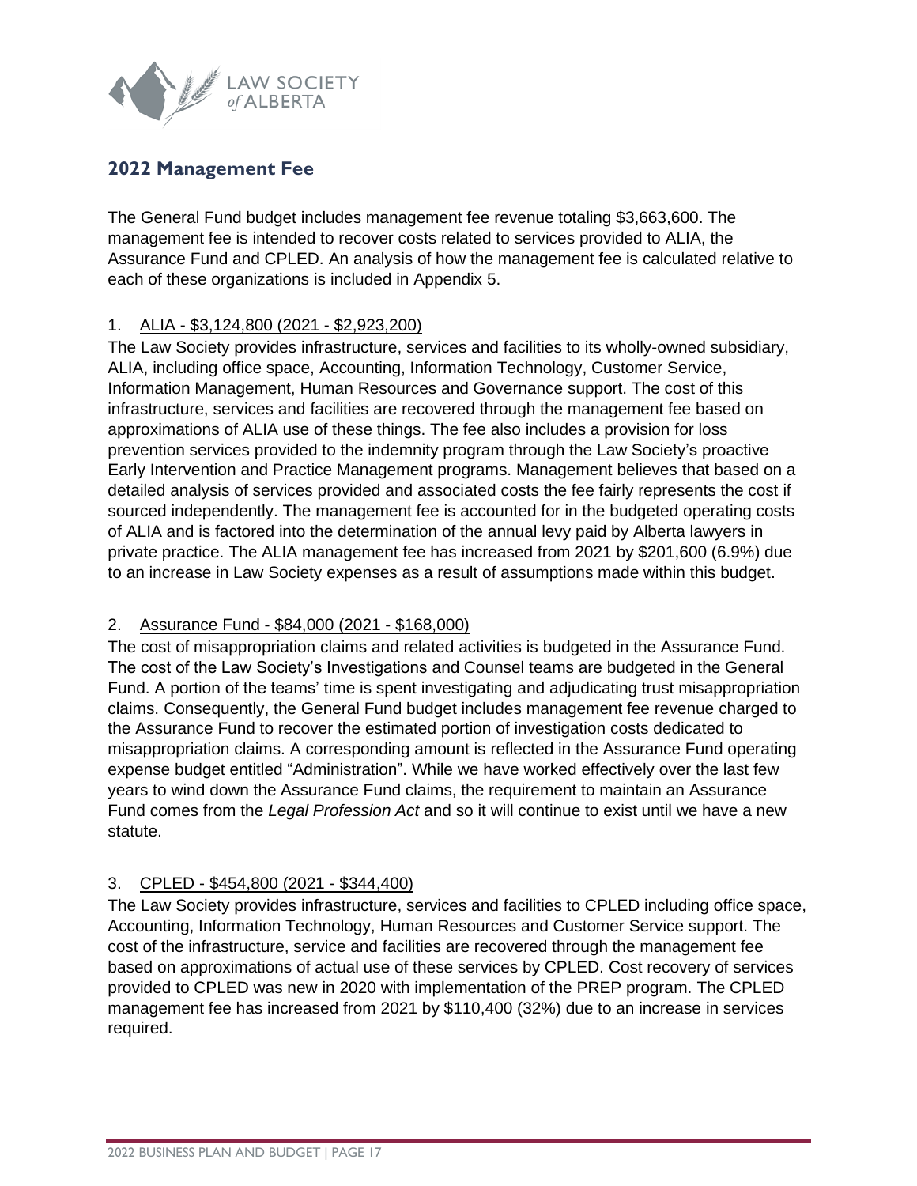## 2022 Management Fee

The General Fund budget includes management fee revenue totaling $3,663,600. The management fee is intended to recover costs related to services provided to ALIA, the Assurance Fund and CPLED. An analysis of how the management fee is calculated relative to each of these organizations is included in Appendix 5.

1. <u>ALIA - $3,124,800 (2021 - $2,923,200)</u>

The Law Society provides infrastructure, services and facilities to its wholly-owned subsidiary, ALIA, including office space, Accounting, Information Technology, Customer Service, Information Management, Human Resources and Governance support. The cost of this infrastructure, services and facilities are recovered through the management fee based on approximations of ALIA use of these things. The fee also includes a provision for loss prevention services provided to the indemnity program through the Law Society's proactive Early Intervention and Practice Management programs. Management believes that based on a detailed analysis of services provided and associated costs the fee fairly represents the cost if sourced independently. The management fee is accounted for in the budgeted operating costs of ALIA and is factored into the determination of the annual levy paid by Alberta lawyers in private practice. The ALIA management fee has increased from 2021 by $201,600 (6.9%) due to an increase in Law Society expenses as a result of assumptions made within this budget.

2. <u>Assurance Fund - $84,000 (2021 - $168,000)</u>

The cost of misappropriation claims and related activities is budgeted in the Assurance Fund. The cost of the Law Society's Investigations and Counsel teams are budgeted in the General Fund. A portion of the teams' time is spent investigating and adjudicating trust misappropriation claims. Consequently, the General Fund budget includes management fee revenue charged to the Assurance Fund to recover the estimated portion of investigation costs dedicated to misappropriation claims. A corresponding amount is reflected in the Assurance Fund operating expense budget entitled "Administration". While we have worked effectively over the last few years to wind down the Assurance Fund claims, the requirement to maintain an Assurance Fund comes from the *Legal Profession Act* and so it will continue to exist until we have a new statute.

3. <u>CPLED - $454,800 (2021 - $344,400)</u>

The Law Society provides infrastructure, services and facilities to CPLED including office space, Accounting, Information Technology, Human Resources and Customer Service support. The cost of the infrastructure, service and facilities are recovered through the management fee based on approximations of actual use of these services by CPLED. Cost recovery of services provided to CPLED was new in 2020 with implementation of the PREP program. The CPLED management fee has increased from 2021 by $110,400 (32%) due to an increase in services required.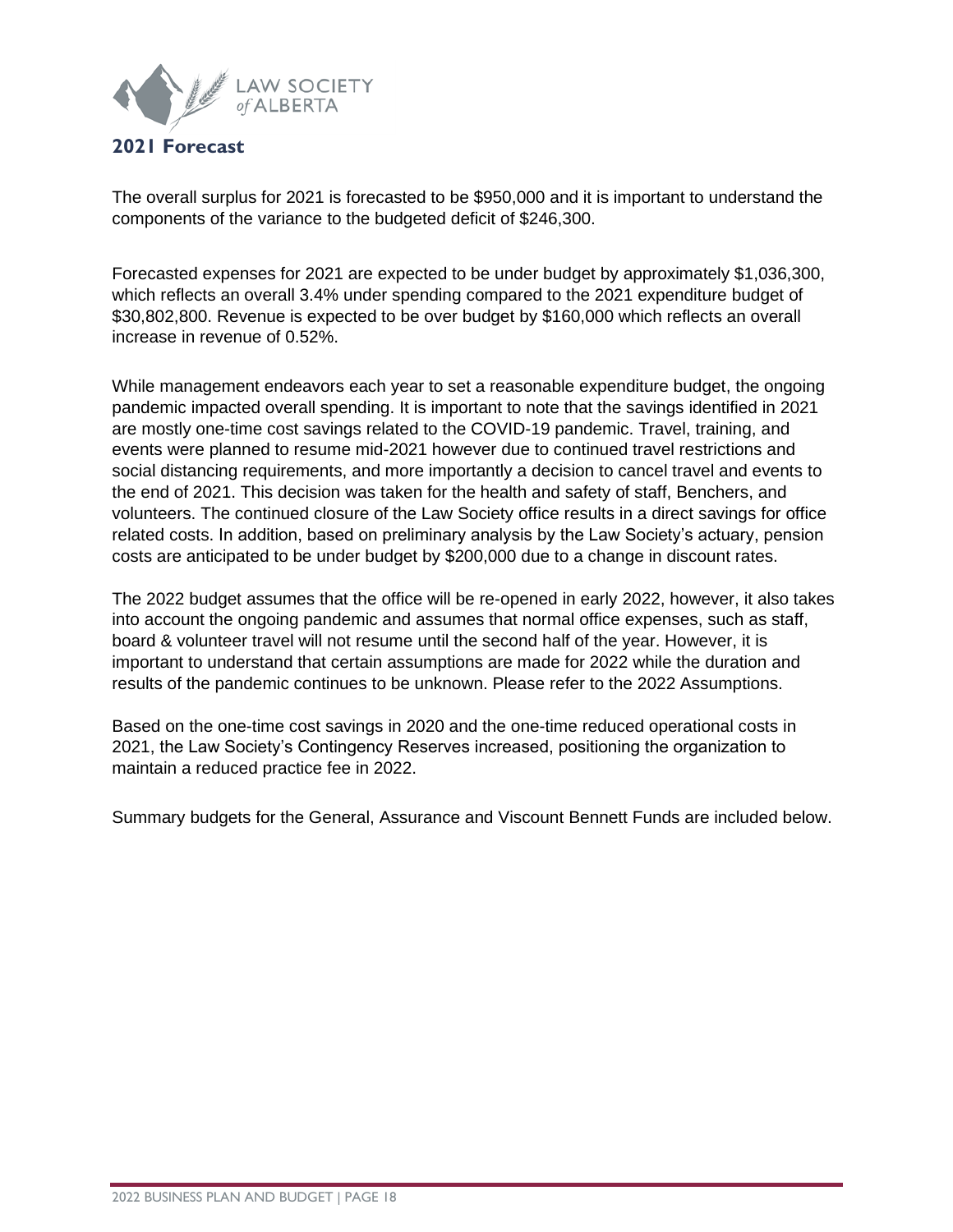## 2021 Forecast

The overall surplus for 2021 is forecasted to be $950,000 and it is important to understand the components of the variance to the budgeted deficit of $246,300.

Forecasted expenses for 2021 are expected to be under budget by approximately $1,036,300, which reflects an overall 3.4% under spending compared to the 2021 expenditure budget of $30,802,800. Revenue is expected to be over budget by $160,000 which reflects an overall increase in revenue of 0.52%.

While management endeavors each year to set a reasonable expenditure budget, the ongoing pandemic impacted overall spending. It is important to note that the savings identified in 2021 are mostly one-time cost savings related to the COVID-19 pandemic. Travel, training, and events were planned to resume mid-2021 however due to continued travel restrictions and social distancing requirements, and more importantly a decision to cancel travel and events to the end of 2021. This decision was taken for the health and safety of staff, Benchers, and volunteers. The continued closure of the Law Society office results in a direct savings for office related costs. In addition, based on preliminary analysis by the Law Society's actuary, pension costs are anticipated to be under budget by $200,000 due to a change in discount rates.

The 2022 budget assumes that the office will be re-opened in early 2022, however, it also takes into account the ongoing pandemic and assumes that normal office expenses, such as staff, board & volunteer travel will not resume until the second half of the year. However, it is important to understand that certain assumptions are made for 2022 while the duration and results of the pandemic continues to be unknown. Please refer to the 2022 Assumptions.

Based on the one-time cost savings in 2020 and the one-time reduced operational costs in 2021, the Law Society's Contingency Reserves increased, positioning the organization to maintain a reduced practice fee in 2022.

Summary budgets for the General, Assurance and Viscount Bennett Funds are included below.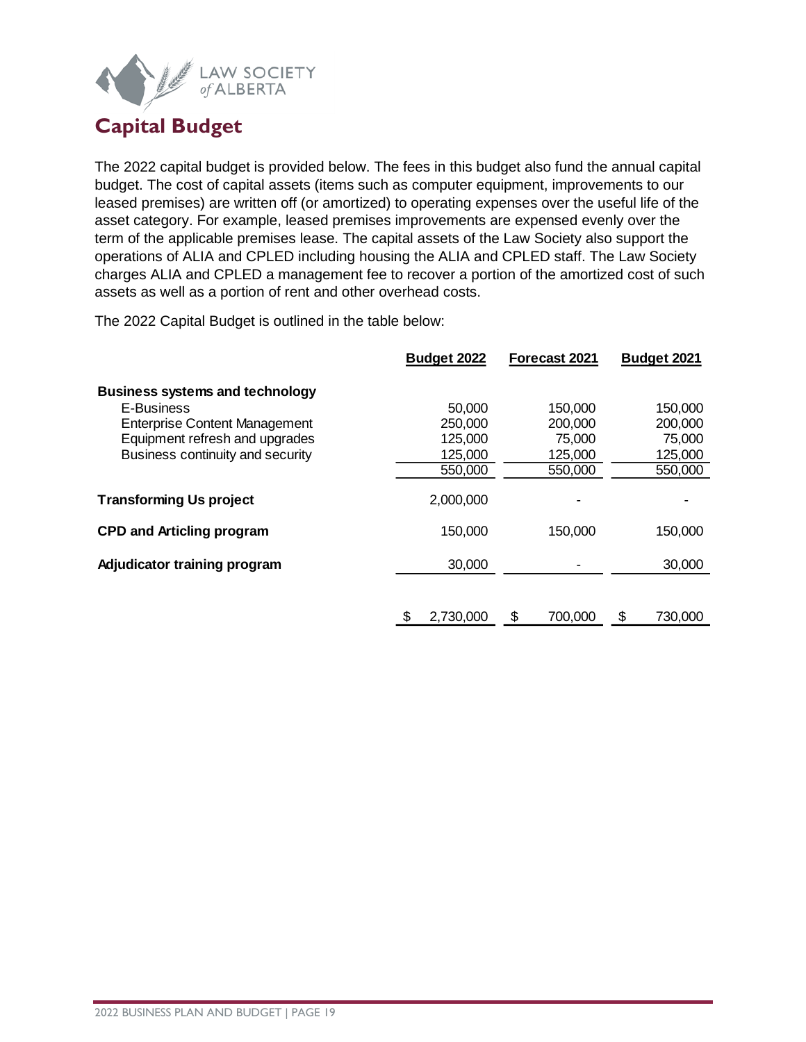# Capital Budget

The 2022 capital budget is provided below. The fees in this budget also fund the annual capital budget. The cost of capital assets (items such as computer equipment, improvements to our leased premises) are written off (or amortized) to operating expenses over the useful life of the asset category. For example, leased premises improvements are expensed evenly over the term of the applicable premises lease. The capital assets of the Law Society also support the operations of ALIA and CPLED including housing the ALIA and CPLED staff. The Law Society charges ALIA and CPLED a management fee to recover a portion of the amortized cost of such assets as well as a portion of rent and other overhead costs.

The 2022 Capital Budget is outlined in the table below:

| | Budget 2022 | Forecast 2021 | Budget 2021 |
|---|---|---|---|
| **Business systems and technology** | | | |
| E-Business | 50,000 | 150,000 | 150,000 |
| Enterprise Content Management | 250,000 | 200,000 | 200,000 |
| Equipment refresh and upgrades | 125,000 | 75,000 | 75,000 |
| Business continuity and security | 125,000 | 125,000 | 125,000 |
| | 550,000 | 550,000 | 550,000 |
| **Transforming Us project** | 2,000,000 | - | - |
| **CPD and Articling program** | 150,000 | 150,000 | 150,000 |
| **Adjudicator training program** | 30,000 | - | 30,000 |
| | $ 2,730,000 | $ 700,000 | $ 730,000 |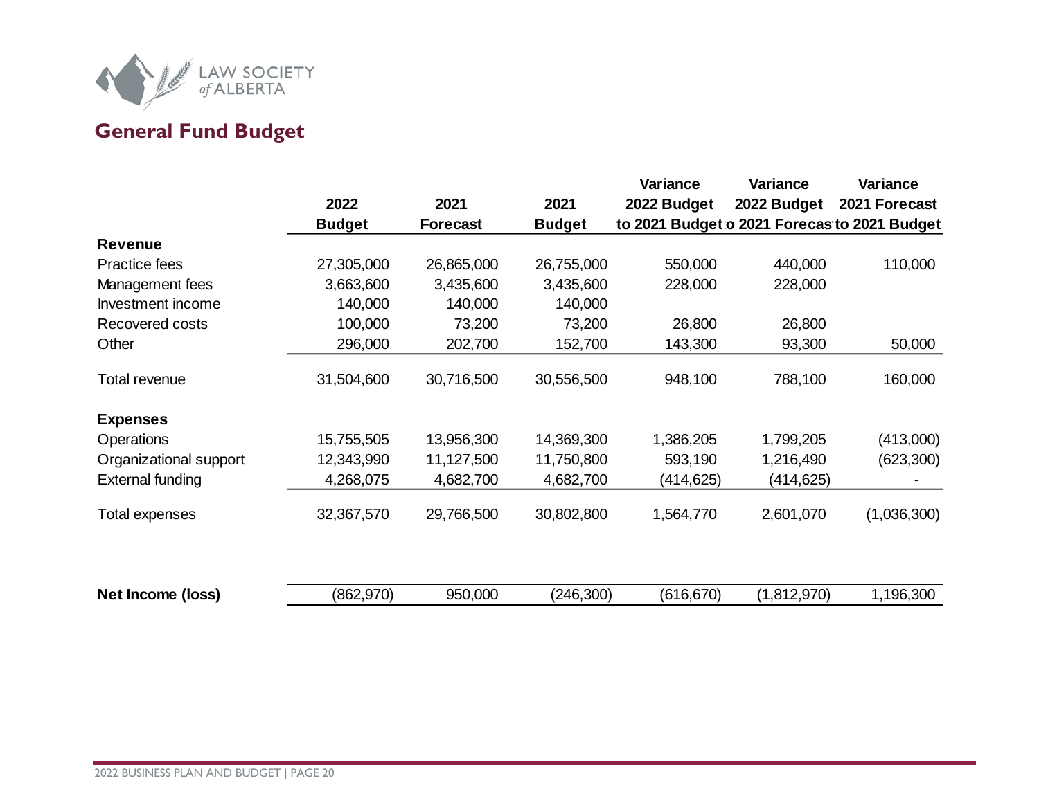## General Fund Budget

| | 2022 Budget | 2021 Forecast | 2021 Budget | Variance 2022 Budget to 2021 Budget | Variance 2022 Budget to 2021 Forecast | Variance 2021 Forecast to 2021 Budget |
|---|---|---|---|---|---|---|
| **Revenue** | | | | | | |
| Practice fees | 27,305,000 | 26,865,000 | 26,755,000 | 550,000 | 440,000 | 110,000 |
| Management fees | 3,663,600 | 3,435,600 | 3,435,600 | 228,000 | 228,000 | |
| Investment income | 140,000 | 140,000 | 140,000 | | | |
| Recovered costs | 100,000 | 73,200 | 73,200 | 26,800 | 26,800 | |
| Other | 296,000 | 202,700 | 152,700 | 143,300 | 93,300 | 50,000 |
| Total revenue | 31,504,600 | 30,716,500 | 30,556,500 | 948,100 | 788,100 | 160,000 |
| **Expenses** | | | | | | |
| Operations | 15,755,505 | 13,956,300 | 14,369,300 | 1,386,205 | 1,799,205 | (413,000) |
| Organizational support | 12,343,990 | 11,127,500 | 11,750,800 | 593,190 | 1,216,490 | (623,300) |
| External funding | 4,268,075 | 4,682,700 | 4,682,700 | (414,625) | (414,625) | - |
| Total expenses | 32,367,570 | 29,766,500 | 30,802,800 | 1,564,770 | 2,601,070 | (1,036,300) |
| **Net Income (loss)** | (862,970) | 950,000 | (246,300) | (616,670) | (1,812,970) | 1,196,300 |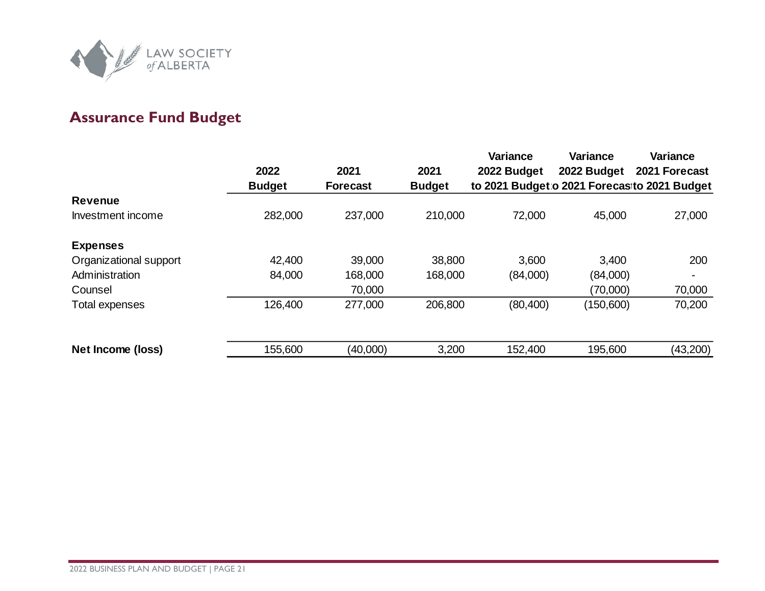## Assurance Fund Budget

| | 2022 Budget | 2021 Forecast | 2021 Budget | Variance 2022 Budget to 2021 Budget | Variance 2022 Budget to 2021 Forecast | Variance 2021 Forecast to 2021 Budget |
|---|---|---|---|---|---|---|
| **Revenue** | | | | | | |
| Investment income | 282,000 | 237,000 | 210,000 | 72,000 | 45,000 | 27,000 |
| | | | | | | |
| **Expenses** | | | | | | |
| Organizational support | 42,400 | 39,000 | 38,800 | 3,600 | 3,400 | 200 |
| Administration | 84,000 | 168,000 | 168,000 | (84,000) | (84,000) | - |
| Counsel | | 70,000 | | | (70,000) | 70,000 |
| Total expenses | 126,400 | 277,000 | 206,800 | (80,400) | (150,600) | 70,200 |
| | | | | | | |
| **Net Income (loss)** | 155,600 | (40,000) | 3,200 | 152,400 | 195,600 | (43,200) |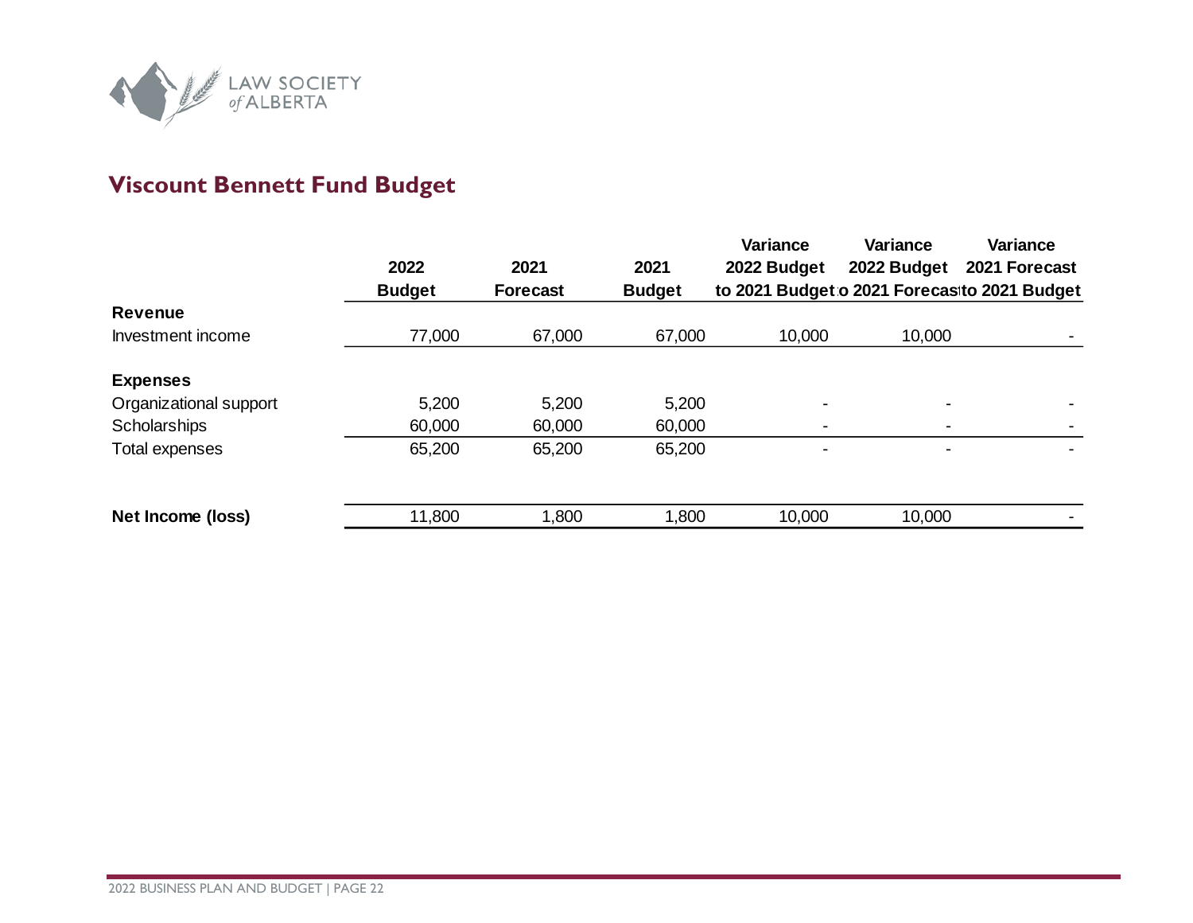## Viscount Bennett Fund Budget

| | 2022 Budget | 2021 Forecast | 2021 Budget | Variance 2022 Budget to 2021 Budget | Variance 2022 Budget to 2021 Forecast | Variance 2021 Forecast to 2021 Budget |
|---|---|---|---|---|---|---|
| **Revenue** | | | | | | |
| Investment income | 77,000 | 67,000 | 67,000 | 10,000 | 10,000 | - |
| | | | | | | |
| **Expenses** | | | | | | |
| Organizational support | 5,200 | 5,200 | 5,200 | - | - | - |
| Scholarships | 60,000 | 60,000 | 60,000 | - | - | - |
| Total expenses | 65,200 | 65,200 | 65,200 | - | - | - |
| | | | | | | |
| **Net Income (loss)** | 11,800 | 1,800 | 1,800 | 10,000 | 10,000 | - |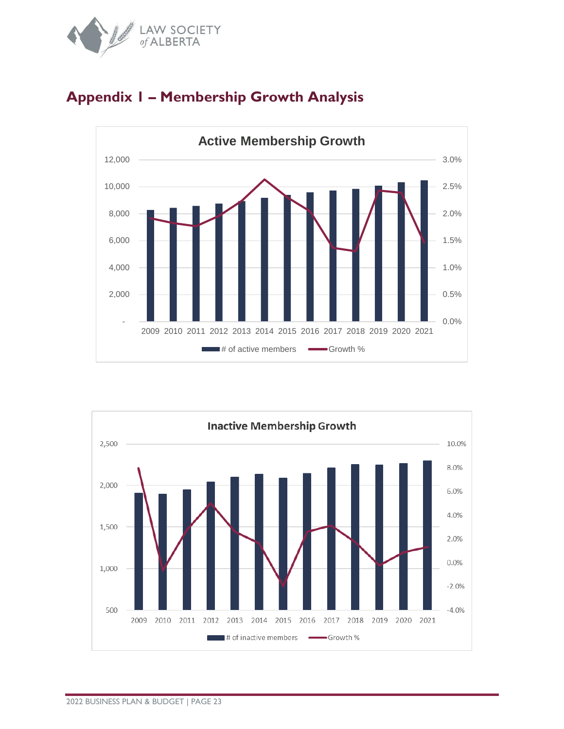# Appendix I – Membership Growth Analysis

**Active Membership Growth**

12,000 | 10,000 | 8,000 | 6,000 | 4,000 | 2,000 | -

3.0% | 2.5% | 2.0% | 1.5% | 1.0% | 0.5% | 0.0%

2009 2010 2011 2012 2013 2014 2015 2016 2017 2018 2019 2020 2021

# of active members — Growth %

**Inactive Membership Growth**

2,500 | 2,000 | 1,500 | 1,000 | 500

10.0% | 8.0% | 6.0% | 4.0% | 2.0% | 0.0% | -2.0% | -4.0%

2009 2010 2011 2012 2013 2014 2015 2016 2017 2018 2019 2020 2021

# of inactive members — Growth %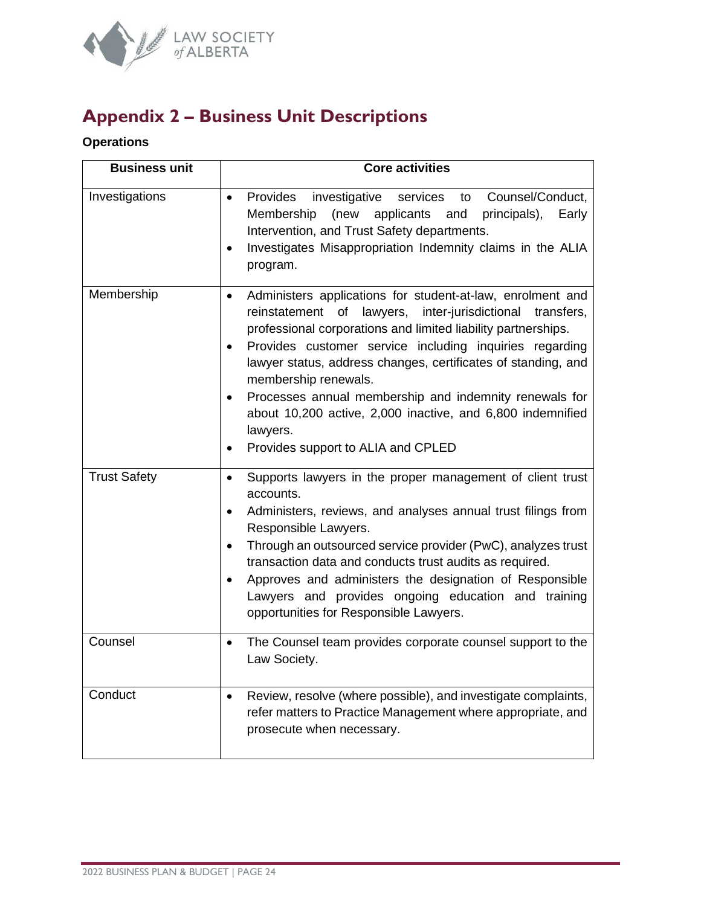# Appendix 2 – Business Unit Descriptions

**Operations**

| Business unit | Core activities |
|---|---|
| Investigations | • Provides investigative services to Counsel/Conduct, Membership (new applicants and principals), Early Intervention, and Trust Safety departments.<br>• Investigates Misappropriation Indemnity claims in the ALIA program. |
| Membership | • Administers applications for student-at-law, enrolment and reinstatement of lawyers, inter-jurisdictional transfers, professional corporations and limited liability partnerships.<br>• Provides customer service including inquiries regarding lawyer status, address changes, certificates of standing, and membership renewals.<br>• Processes annual membership and indemnity renewals for about 10,200 active, 2,000 inactive, and 6,800 indemnified lawyers.<br>• Provides support to ALIA and CPLED |
| Trust Safety | • Supports lawyers in the proper management of client trust accounts.<br>• Administers, reviews, and analyses annual trust filings from Responsible Lawyers.<br>• Through an outsourced service provider (PwC), analyzes trust transaction data and conducts trust audits as required.<br>• Approves and administers the designation of Responsible Lawyers and provides ongoing education and training opportunities for Responsible Lawyers. |
| Counsel | • The Counsel team provides corporate counsel support to the Law Society. |
| Conduct | • Review, resolve (where possible), and investigate complaints, refer matters to Practice Management where appropriate, and prosecute when necessary. |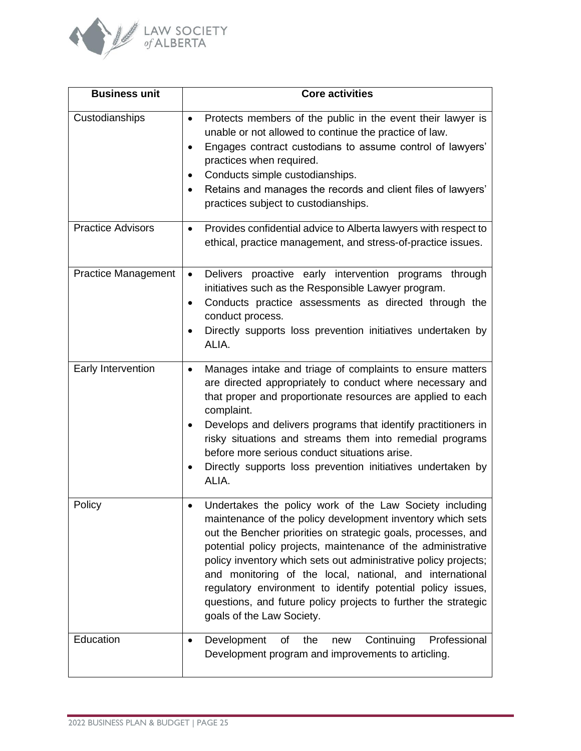| Business unit | Core activities |
|---|---|
| Custodianships | • Protects members of the public in the event their lawyer is unable or not allowed to continue the practice of law.<br>• Engages contract custodians to assume control of lawyers' practices when required.<br>• Conducts simple custodianships.<br>• Retains and manages the records and client files of lawyers' practices subject to custodianships. |
| Practice Advisors | • Provides confidential advice to Alberta lawyers with respect to ethical, practice management, and stress-of-practice issues. |
| Practice Management | • Delivers proactive early intervention programs through initiatives such as the Responsible Lawyer program.<br>• Conducts practice assessments as directed through the conduct process.<br>• Directly supports loss prevention initiatives undertaken by ALIA. |
| Early Intervention | • Manages intake and triage of complaints to ensure matters are directed appropriately to conduct where necessary and that proper and proportionate resources are applied to each complaint.<br>• Develops and delivers programs that identify practitioners in risky situations and streams them into remedial programs before more serious conduct situations arise.<br>• Directly supports loss prevention initiatives undertaken by ALIA. |
| Policy | • Undertakes the policy work of the Law Society including maintenance of the policy development inventory which sets out the Bencher priorities on strategic goals, processes, and potential policy projects, maintenance of the administrative policy inventory which sets out administrative policy projects; and monitoring of the local, national, and international regulatory environment to identify potential policy issues, questions, and future policy projects to further the strategic goals of the Law Society. |
| Education | • Development of the new Continuing Professional Development program and improvements to articling. |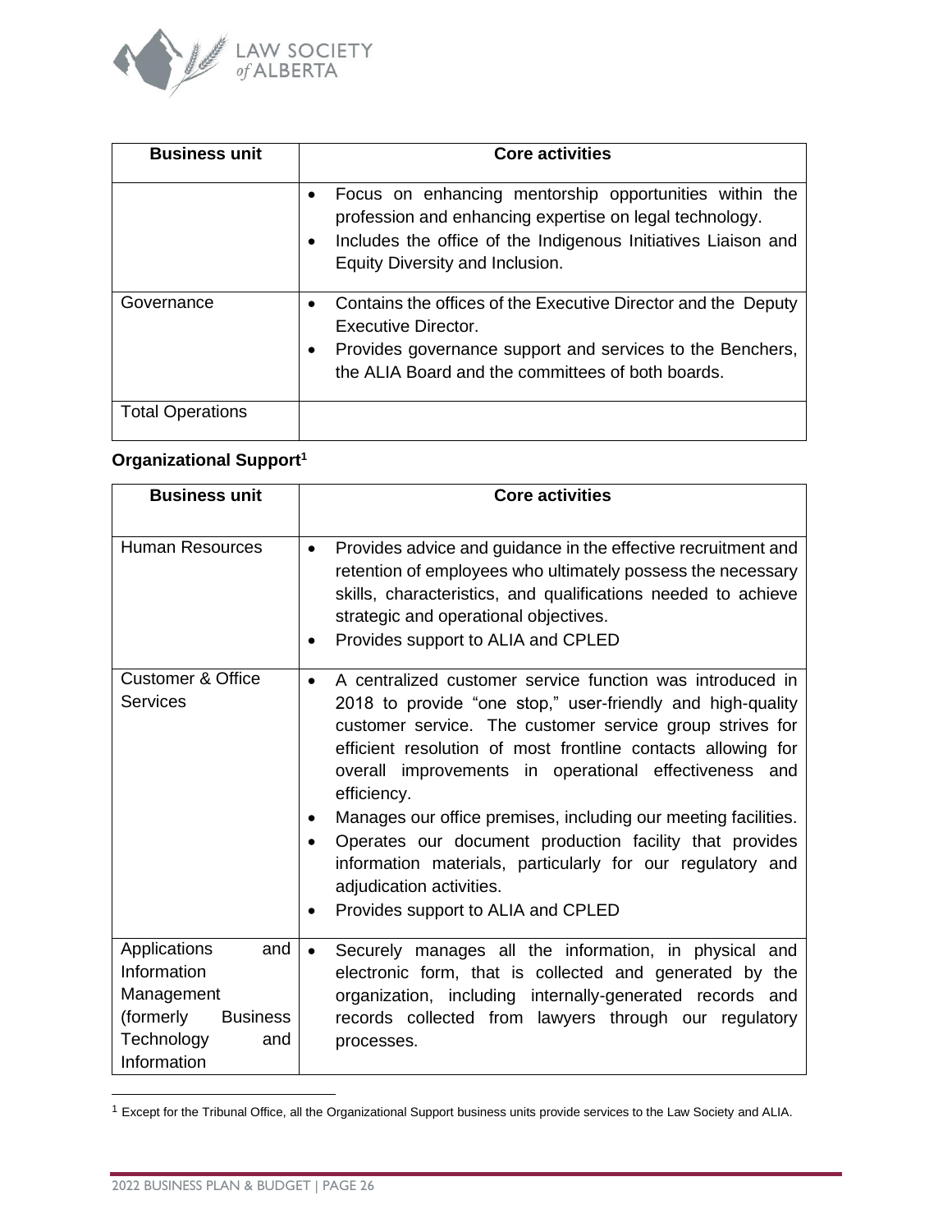| Business unit | Core activities |
|---|---|
| | • Focus on enhancing mentorship opportunities within the profession and enhancing expertise on legal technology.<br>• Includes the office of the Indigenous Initiatives Liaison and Equity Diversity and Inclusion. |
| Governance | • Contains the offices of the Executive Director and the Deputy Executive Director.<br>• Provides governance support and services to the Benchers, the ALIA Board and the committees of both boards. |
| Total Operations | |

**Organizational Support[1]**

| Business unit | Core activities |
|---|---|
| Human Resources | • Provides advice and guidance in the effective recruitment and retention of employees who ultimately possess the necessary skills, characteristics, and qualifications needed to achieve strategic and operational objectives.<br>• Provides support to ALIA and CPLED |
| Customer & Office Services | • A centralized customer service function was introduced in 2018 to provide "one stop," user-friendly and high-quality customer service. The customer service group strives for efficient resolution of most frontline contacts allowing for overall improvements in operational effectiveness and efficiency.<br>• Manages our office premises, including our meeting facilities.<br>• Operates our document production facility that provides information materials, particularly for our regulatory and adjudication activities.<br>• Provides support to ALIA and CPLED |
| Applications and Information Management (formerly Business Technology and Information | • Securely manages all the information, in physical and electronic form, that is collected and generated by the organization, including internally-generated records and records collected from lawyers through our regulatory processes. |

[1] Except for the Tribunal Office, all the Organizational Support business units provide services to the Law Society and ALIA.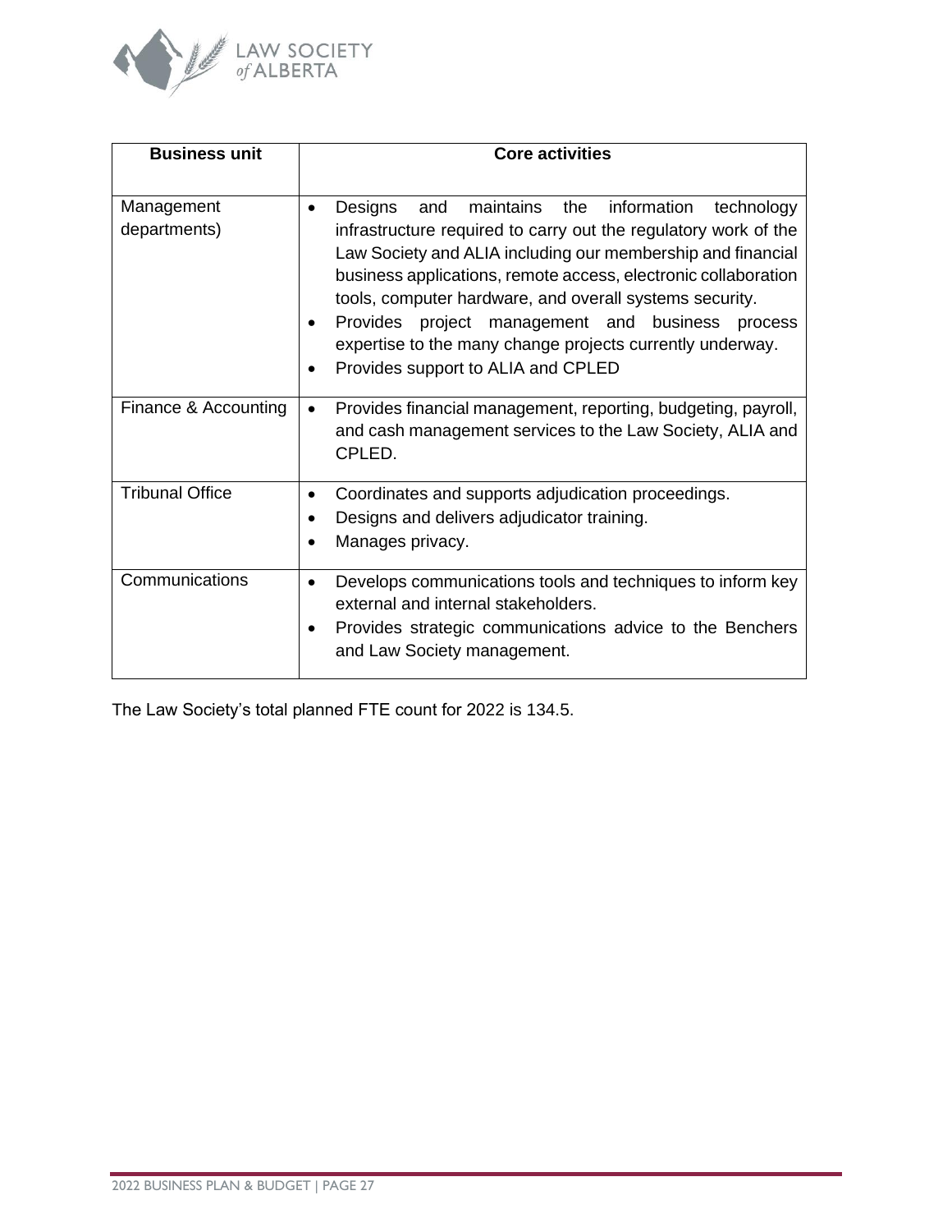| Business unit | Core activities |
| --- | --- |
| Management departments) | • Designs and maintains the information technology infrastructure required to carry out the regulatory work of the Law Society and ALIA including our membership and financial business applications, remote access, electronic collaboration tools, computer hardware, and overall systems security.<br>• Provides project management and business process expertise to the many change projects currently underway.<br>• Provides support to ALIA and CPLED |
| Finance & Accounting | • Provides financial management, reporting, budgeting, payroll, and cash management services to the Law Society, ALIA and CPLED. |
| Tribunal Office | • Coordinates and supports adjudication proceedings.<br>• Designs and delivers adjudicator training.<br>• Manages privacy. |
| Communications | • Develops communications tools and techniques to inform key external and internal stakeholders.<br>• Provides strategic communications advice to the Benchers and Law Society management. |

The Law Society's total planned FTE count for 2022 is 134.5.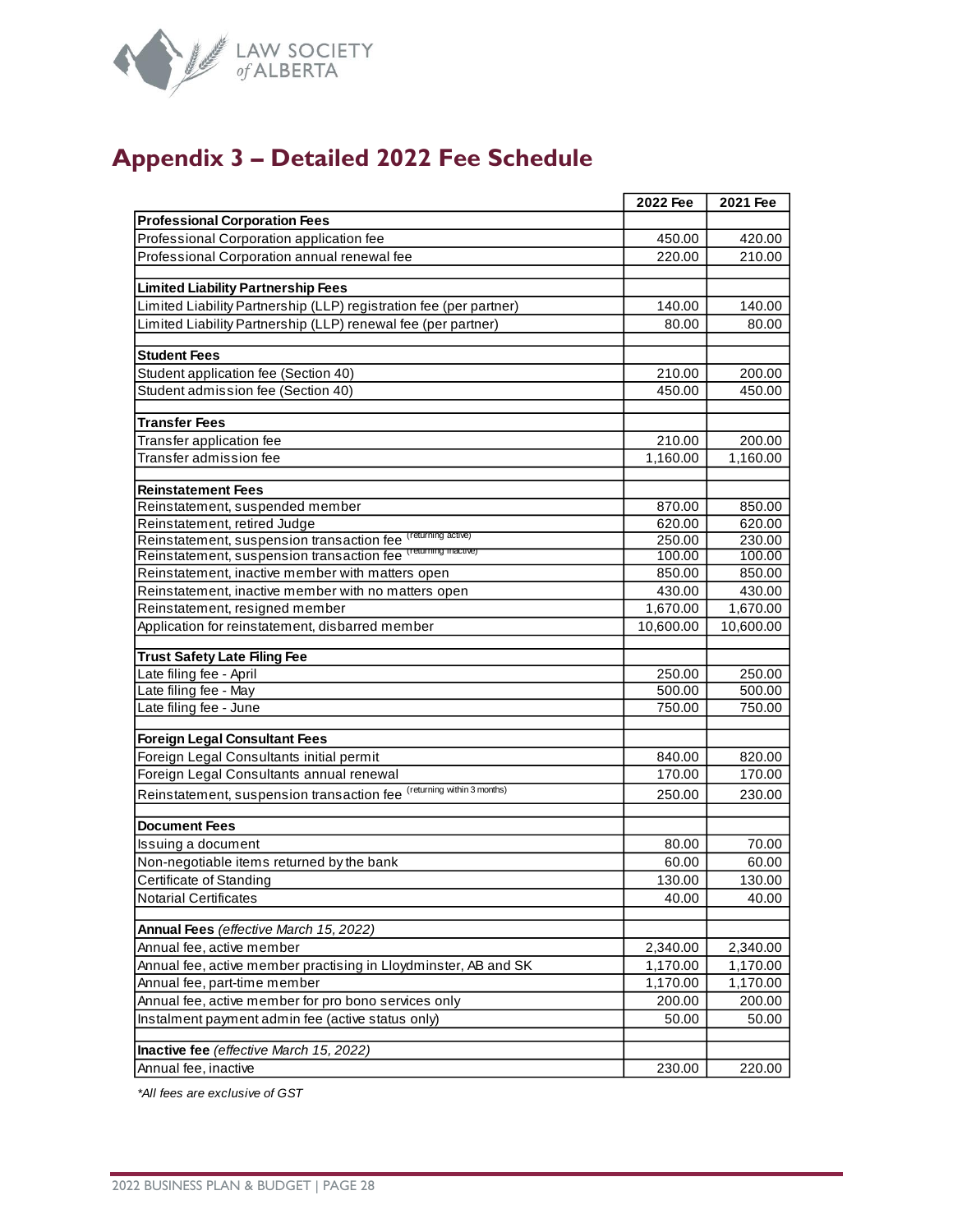# Appendix 3 – Detailed 2022 Fee Schedule

| | 2022 Fee | 2021 Fee |
|---|---|---|
| **Professional Corporation Fees** | | |
| Professional Corporation application fee | 450.00 | 420.00 |
| Professional Corporation annual renewal fee | 220.00 | 210.00 |
| | | |
| **Limited Liability Partnership Fees** | | |
| Limited Liability Partnership (LLP) registration fee (per partner) | 140.00 | 140.00 |
| Limited Liability Partnership (LLP) renewal fee (per partner) | 80.00 | 80.00 |
| | | |
| **Student Fees** | | |
| Student application fee (Section 40) | 210.00 | 200.00 |
| Student admission fee (Section 40) | 450.00 | 450.00 |
| | | |
| **Transfer Fees** | | |
| Transfer application fee | 210.00 | 200.00 |
| Transfer admission fee | 1,160.00 | 1,160.00 |
| | | |
| **Reinstatement Fees** | | |
| Reinstatement, suspended member | 870.00 | 850.00 |
| Reinstatement, retired Judge | 620.00 | 620.00 |
| Reinstatement, suspension transaction fee (returning active) | 250.00 | 230.00 |
| Reinstatement, suspension transaction fee (returning inactive) | 100.00 | 100.00 |
| Reinstatement, inactive member with matters open | 850.00 | 850.00 |
| Reinstatement, inactive member with no matters open | 430.00 | 430.00 |
| Reinstatement, resigned member | 1,670.00 | 1,670.00 |
| Application for reinstatement, disbarred member | 10,600.00 | 10,600.00 |
| | | |
| **Trust Safety Late Filing Fee** | | |
| Late filing fee - April | 250.00 | 250.00 |
| Late filing fee - May | 500.00 | 500.00 |
| Late filing fee - June | 750.00 | 750.00 |
| | | |
| **Foreign Legal Consultant Fees** | | |
| Foreign Legal Consultants initial permit | 840.00 | 820.00 |
| Foreign Legal Consultants annual renewal | 170.00 | 170.00 |
| Reinstatement, suspension transaction fee (returning within 3 months) | 250.00 | 230.00 |
| | | |
| **Document Fees** | | |
| Issuing a document | 80.00 | 70.00 |
| Non-negotiable items returned by the bank | 60.00 | 60.00 |
| Certificate of Standing | 130.00 | 130.00 |
| Notarial Certificates | 40.00 | 40.00 |
| | | |
| **Annual Fees** *(effective March 15, 2022)* | | |
| Annual fee, active member | 2,340.00 | 2,340.00 |
| Annual fee, active member practising in Lloydminster, AB and SK | 1,170.00 | 1,170.00 |
| Annual fee, part-time member | 1,170.00 | 1,170.00 |
| Annual fee, active member for pro bono services only | 200.00 | 200.00 |
| Instalment payment admin fee (active status only) | 50.00 | 50.00 |
| | | |
| **Inactive fee** *(effective March 15, 2022)* | | |
| Annual fee, inactive | 230.00 | 220.00 |

*\*All fees are exclusive of GST*